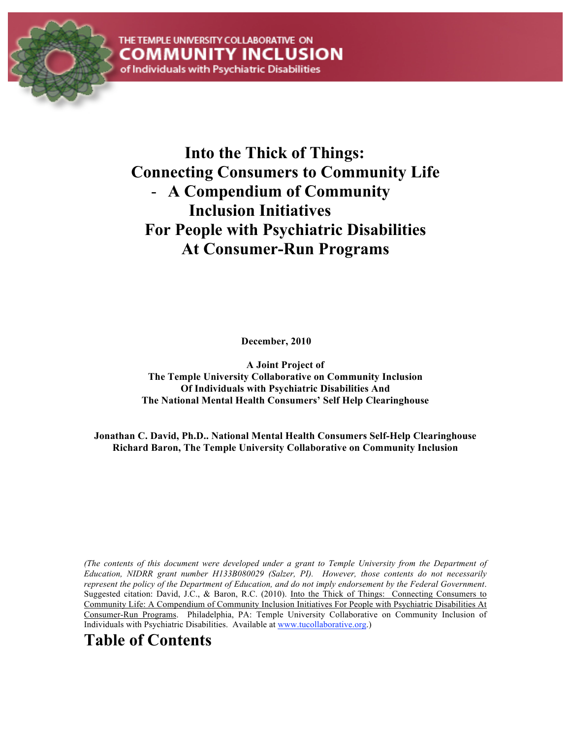THE TEMPLE UNIVERSITY COLLABORATIVE ON
**COMMUNITY INCLUSION**
of Individuals with Psychiatric Disabilities

# Into the Thick of Things: Connecting Consumers to Community Life - A Compendium of Community Inclusion Initiatives For People with Psychiatric Disabilities At Consumer-Run Programs

**December, 2010**

**A Joint Project of**
**The Temple University Collaborative on Community Inclusion**
**Of Individuals with Psychiatric Disabilities And**
**The National Mental Health Consumers' Self Help Clearinghouse**

**Jonathan C. David, Ph.D.. National Mental Health Consumers Self-Help Clearinghouse**
**Richard Baron, The Temple University Collaborative on Community Inclusion**

(*The contents of this document were developed under a grant to Temple University from the Department of Education, NIDRR grant number H133B080029 (Salzer, PI). However, those contents do not necessarily represent the policy of the Department of Education, and do not imply endorsement by the Federal Government*. Suggested citation: David, J.C., & Baron, R.C. (2010). Into the Thick of Things: Connecting Consumers to Community Life: A Compendium of Community Inclusion Initiatives For People with Psychiatric Disabilities At Consumer-Run Programs. Philadelphia, PA: Temple University Collaborative on Community Inclusion of Individuals with Psychiatric Disabilities. Available at www.tucollaborative.org.)

# Table of Contents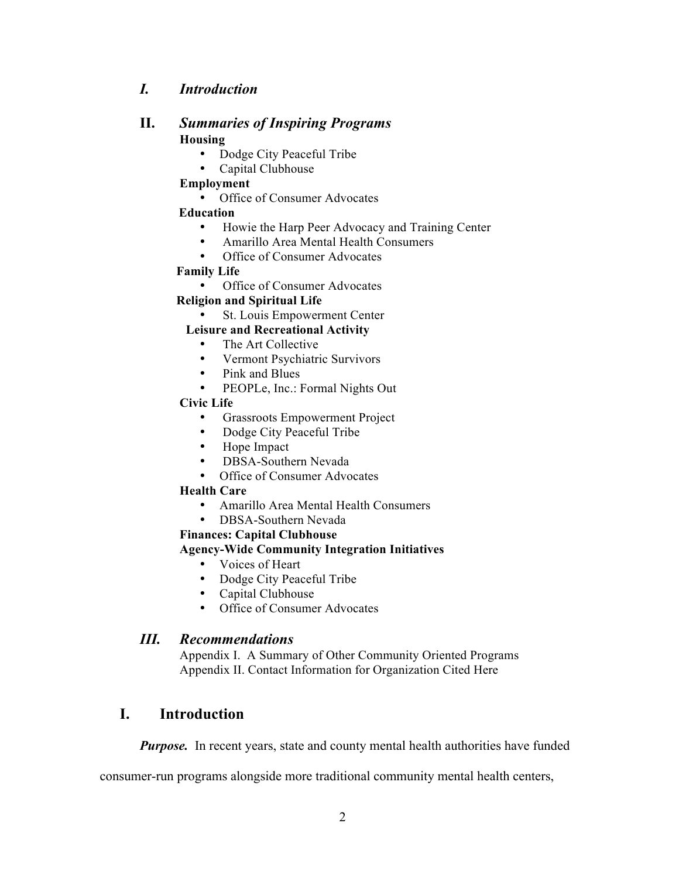## *I. Introduction*

## *II. Summaries of Inspiring Programs*

**Housing**

- Dodge City Peaceful Tribe
- Capital Clubhouse

**Employment**

- Office of Consumer Advocates

**Education**

- Howie the Harp Peer Advocacy and Training Center
- Amarillo Area Mental Health Consumers
- Office of Consumer Advocates

**Family Life**

- Office of Consumer Advocates

**Religion and Spiritual Life**

- St. Louis Empowerment Center

**Leisure and Recreational Activity**

- The Art Collective
- Vermont Psychiatric Survivors
- Pink and Blues
- PEOPLe, Inc.: Formal Nights Out

**Civic Life**

- Grassroots Empowerment Project
- Dodge City Peaceful Tribe
- Hope Impact
- DBSA-Southern Nevada
- Office of Consumer Advocates

**Health Care**

- Amarillo Area Mental Health Consumers
- DBSA-Southern Nevada

**Finances: Capital Clubhouse**

**Agency-Wide Community Integration Initiatives**

- Voices of Heart
- Dodge City Peaceful Tribe
- Capital Clubhouse
- Office of Consumer Advocates

## *III. Recommendations*

Appendix I. A Summary of Other Community Oriented Programs
Appendix II. Contact Information for Organization Cited Here

# I. Introduction

***Purpose.*** In recent years, state and county mental health authorities have funded consumer-run programs alongside more traditional community mental health centers,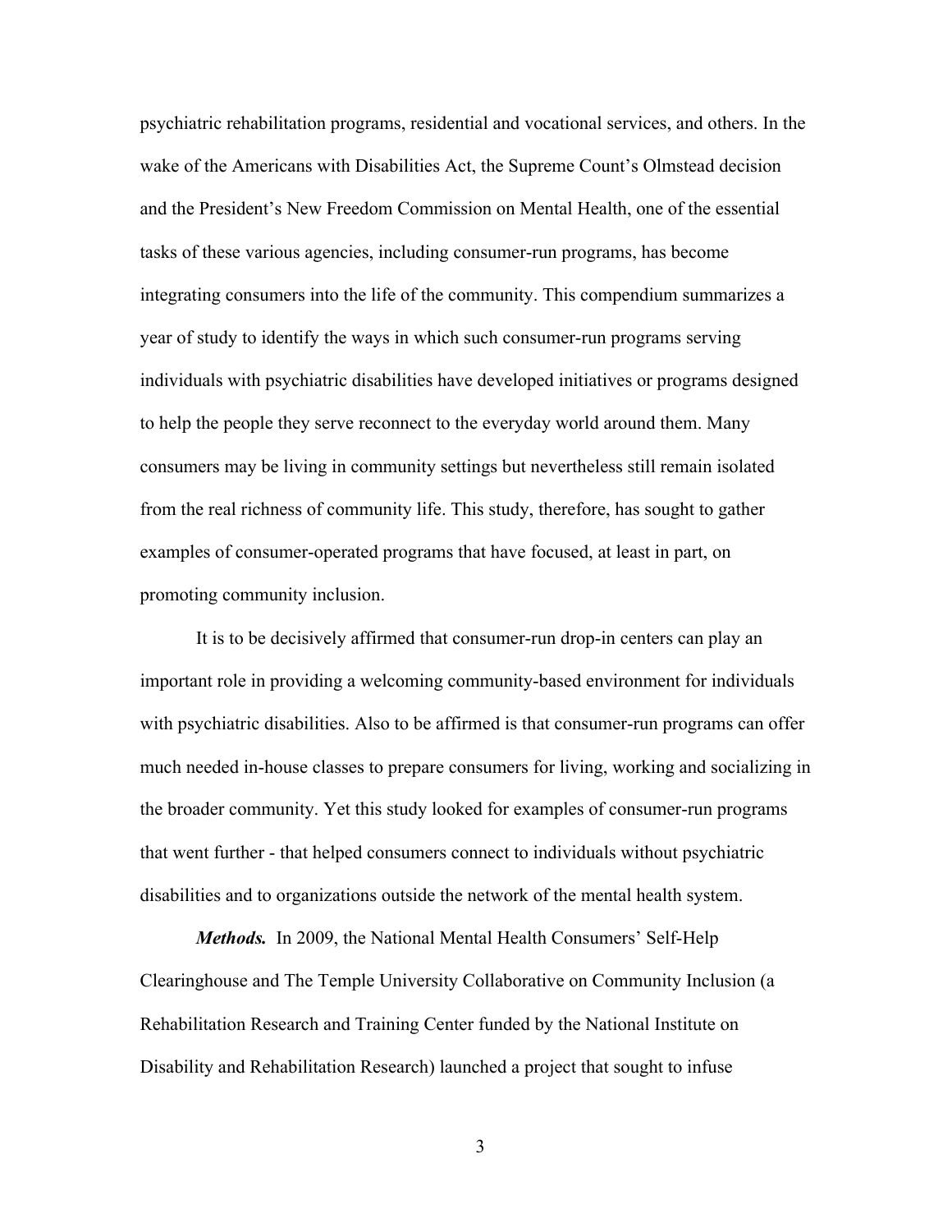psychiatric rehabilitation programs, residential and vocational services, and others. In the wake of the Americans with Disabilities Act, the Supreme Count's Olmstead decision and the President's New Freedom Commission on Mental Health, one of the essential tasks of these various agencies, including consumer-run programs, has become integrating consumers into the life of the community. This compendium summarizes a year of study to identify the ways in which such consumer-run programs serving individuals with psychiatric disabilities have developed initiatives or programs designed to help the people they serve reconnect to the everyday world around them. Many consumers may be living in community settings but nevertheless still remain isolated from the real richness of community life. This study, therefore, has sought to gather examples of consumer-operated programs that have focused, at least in part, on promoting community inclusion.

It is to be decisively affirmed that consumer-run drop-in centers can play an important role in providing a welcoming community-based environment for individuals with psychiatric disabilities. Also to be affirmed is that consumer-run programs can offer much needed in-house classes to prepare consumers for living, working and socializing in the broader community. Yet this study looked for examples of consumer-run programs that went further - that helped consumers connect to individuals without psychiatric disabilities and to organizations outside the network of the mental health system.

***Methods.*** In 2009, the National Mental Health Consumers' Self-Help Clearinghouse and The Temple University Collaborative on Community Inclusion (a Rehabilitation Research and Training Center funded by the National Institute on Disability and Rehabilitation Research) launched a project that sought to infuse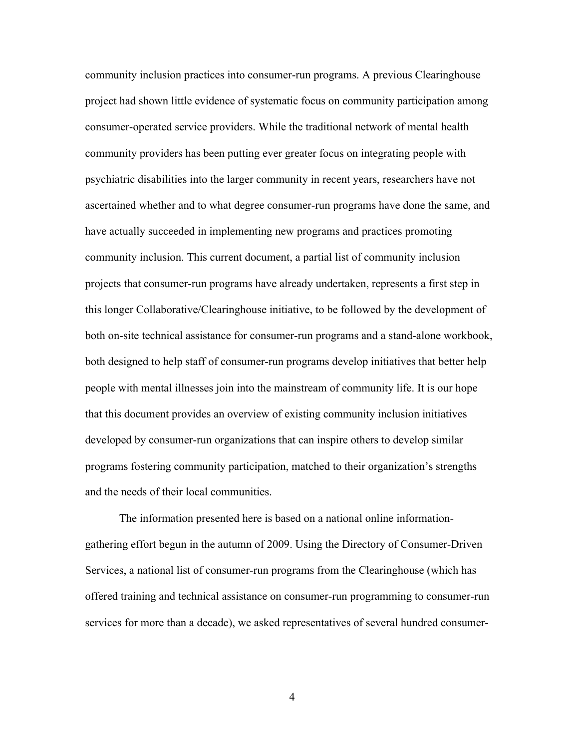community inclusion practices into consumer-run programs. A previous Clearinghouse project had shown little evidence of systematic focus on community participation among consumer-operated service providers. While the traditional network of mental health community providers has been putting ever greater focus on integrating people with psychiatric disabilities into the larger community in recent years, researchers have not ascertained whether and to what degree consumer-run programs have done the same, and have actually succeeded in implementing new programs and practices promoting community inclusion. This current document, a partial list of community inclusion projects that consumer-run programs have already undertaken, represents a first step in this longer Collaborative/Clearinghouse initiative, to be followed by the development of both on-site technical assistance for consumer-run programs and a stand-alone workbook, both designed to help staff of consumer-run programs develop initiatives that better help people with mental illnesses join into the mainstream of community life. It is our hope that this document provides an overview of existing community inclusion initiatives developed by consumer-run organizations that can inspire others to develop similar programs fostering community participation, matched to their organization's strengths and the needs of their local communities.

The information presented here is based on a national online information-gathering effort begun in the autumn of 2009. Using the Directory of Consumer-Driven Services, a national list of consumer-run programs from the Clearinghouse (which has offered training and technical assistance on consumer-run programming to consumer-run services for more than a decade), we asked representatives of several hundred consumer-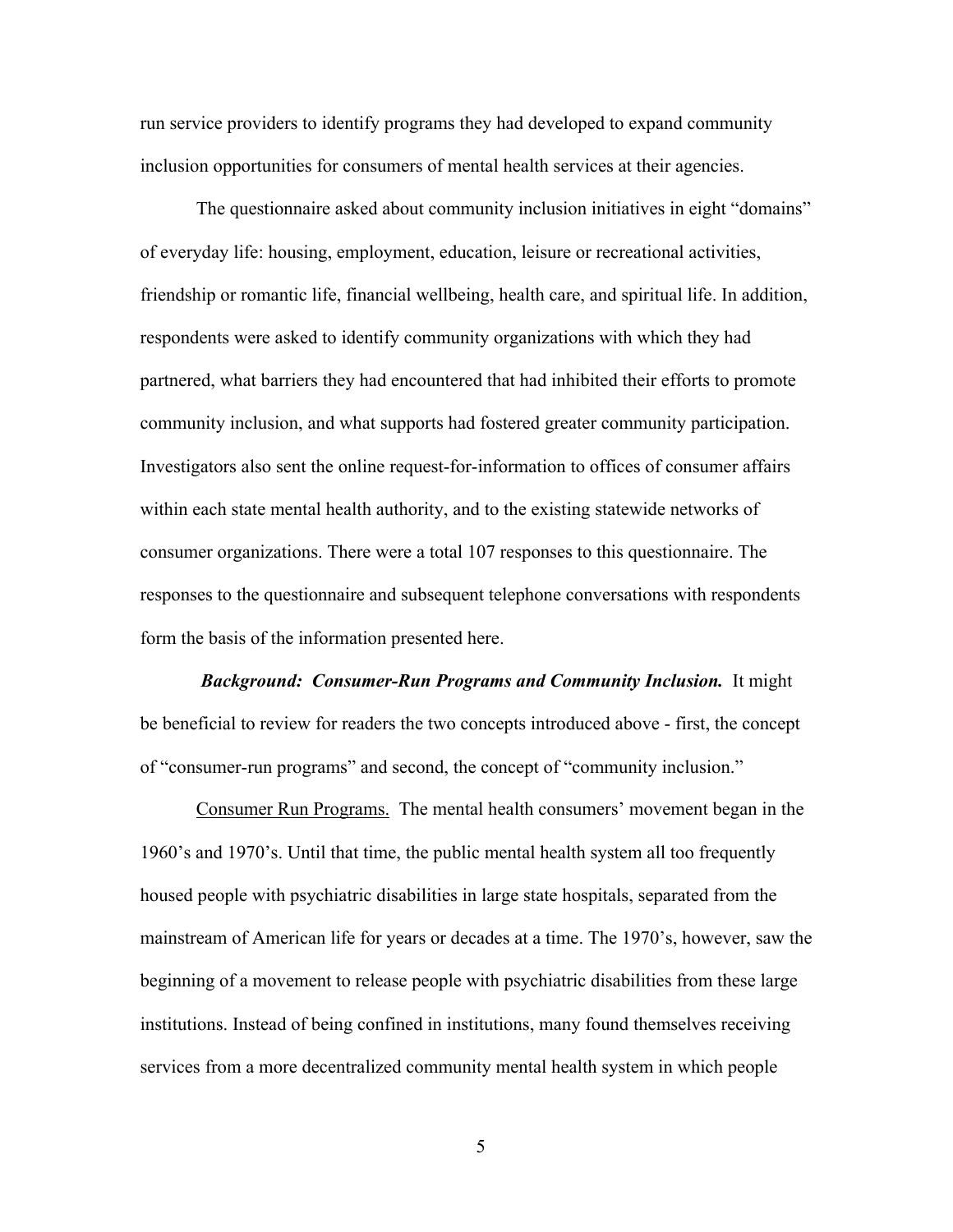run service providers to identify programs they had developed to expand community inclusion opportunities for consumers of mental health services at their agencies.

The questionnaire asked about community inclusion initiatives in eight "domains" of everyday life: housing, employment, education, leisure or recreational activities, friendship or romantic life, financial wellbeing, health care, and spiritual life. In addition, respondents were asked to identify community organizations with which they had partnered, what barriers they had encountered that had inhibited their efforts to promote community inclusion, and what supports had fostered greater community participation. Investigators also sent the online request-for-information to offices of consumer affairs within each state mental health authority, and to the existing statewide networks of consumer organizations. There were a total 107 responses to this questionnaire. The responses to the questionnaire and subsequent telephone conversations with respondents form the basis of the information presented here.

***Background: Consumer-Run Programs and Community Inclusion.*** It might be beneficial to review for readers the two concepts introduced above - first, the concept of "consumer-run programs" and second, the concept of "community inclusion."

<u>Consumer Run Programs.</u> The mental health consumers' movement began in the 1960's and 1970's. Until that time, the public mental health system all too frequently housed people with psychiatric disabilities in large state hospitals, separated from the mainstream of American life for years or decades at a time. The 1970's, however, saw the beginning of a movement to release people with psychiatric disabilities from these large institutions. Instead of being confined in institutions, many found themselves receiving services from a more decentralized community mental health system in which people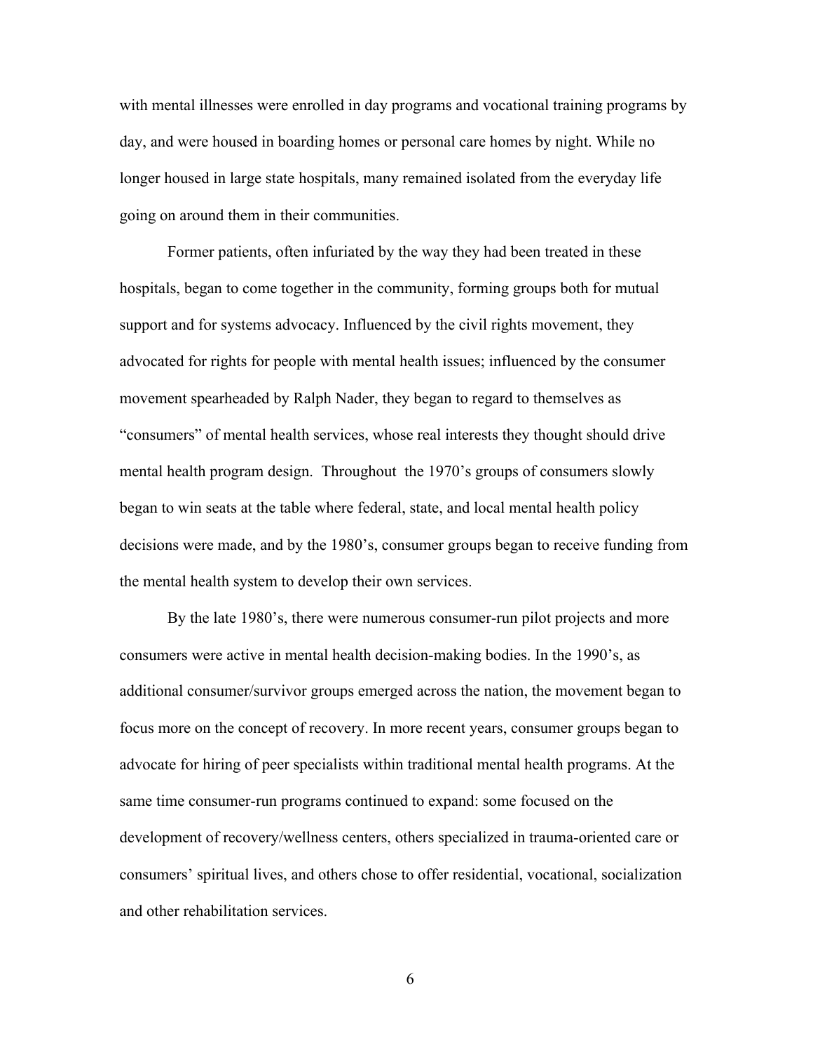with mental illnesses were enrolled in day programs and vocational training programs by day, and were housed in boarding homes or personal care homes by night. While no longer housed in large state hospitals, many remained isolated from the everyday life going on around them in their communities.

Former patients, often infuriated by the way they had been treated in these hospitals, began to come together in the community, forming groups both for mutual support and for systems advocacy. Influenced by the civil rights movement, they advocated for rights for people with mental health issues; influenced by the consumer movement spearheaded by Ralph Nader, they began to regard to themselves as "consumers" of mental health services, whose real interests they thought should drive mental health program design. Throughout the 1970's groups of consumers slowly began to win seats at the table where federal, state, and local mental health policy decisions were made, and by the 1980's, consumer groups began to receive funding from the mental health system to develop their own services.

By the late 1980's, there were numerous consumer-run pilot projects and more consumers were active in mental health decision-making bodies. In the 1990's, as additional consumer/survivor groups emerged across the nation, the movement began to focus more on the concept of recovery. In more recent years, consumer groups began to advocate for hiring of peer specialists within traditional mental health programs. At the same time consumer-run programs continued to expand: some focused on the development of recovery/wellness centers, others specialized in trauma-oriented care or consumers' spiritual lives, and others chose to offer residential, vocational, socialization and other rehabilitation services.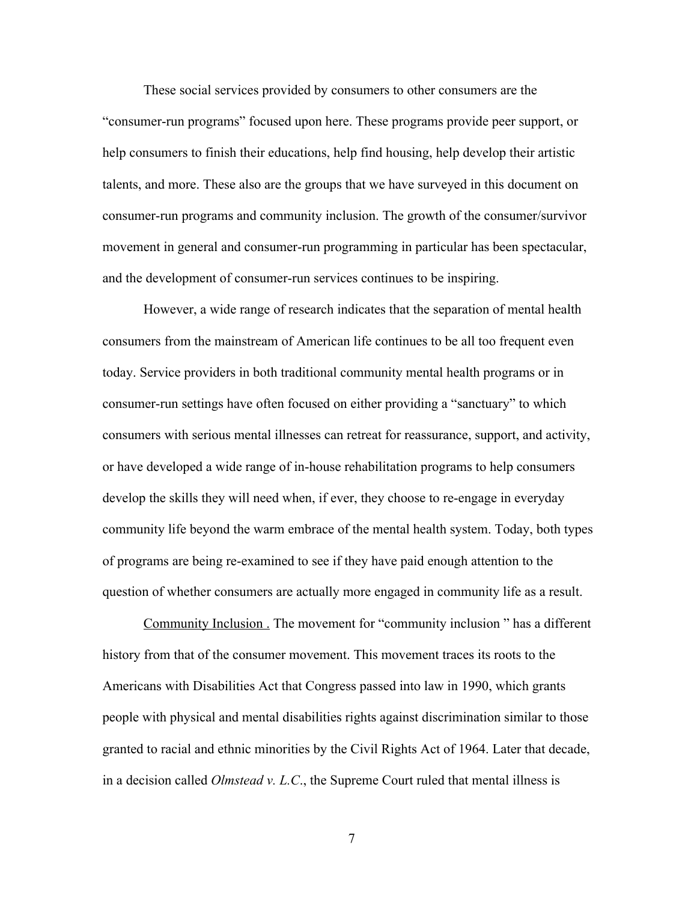These social services provided by consumers to other consumers are the "consumer-run programs" focused upon here. These programs provide peer support, or help consumers to finish their educations, help find housing, help develop their artistic talents, and more. These also are the groups that we have surveyed in this document on consumer-run programs and community inclusion. The growth of the consumer/survivor movement in general and consumer-run programming in particular has been spectacular, and the development of consumer-run services continues to be inspiring.

However, a wide range of research indicates that the separation of mental health consumers from the mainstream of American life continues to be all too frequent even today. Service providers in both traditional community mental health programs or in consumer-run settings have often focused on either providing a "sanctuary" to which consumers with serious mental illnesses can retreat for reassurance, support, and activity, or have developed a wide range of in-house rehabilitation programs to help consumers develop the skills they will need when, if ever, they choose to re-engage in everyday community life beyond the warm embrace of the mental health system. Today, both types of programs are being re-examined to see if they have paid enough attention to the question of whether consumers are actually more engaged in community life as a result.

<u>Community Inclusion .</u> The movement for "community inclusion " has a different history from that of the consumer movement. This movement traces its roots to the Americans with Disabilities Act that Congress passed into law in 1990, which grants people with physical and mental disabilities rights against discrimination similar to those granted to racial and ethnic minorities by the Civil Rights Act of 1964. Later that decade, in a decision called *Olmstead v. L.C*., the Supreme Court ruled that mental illness is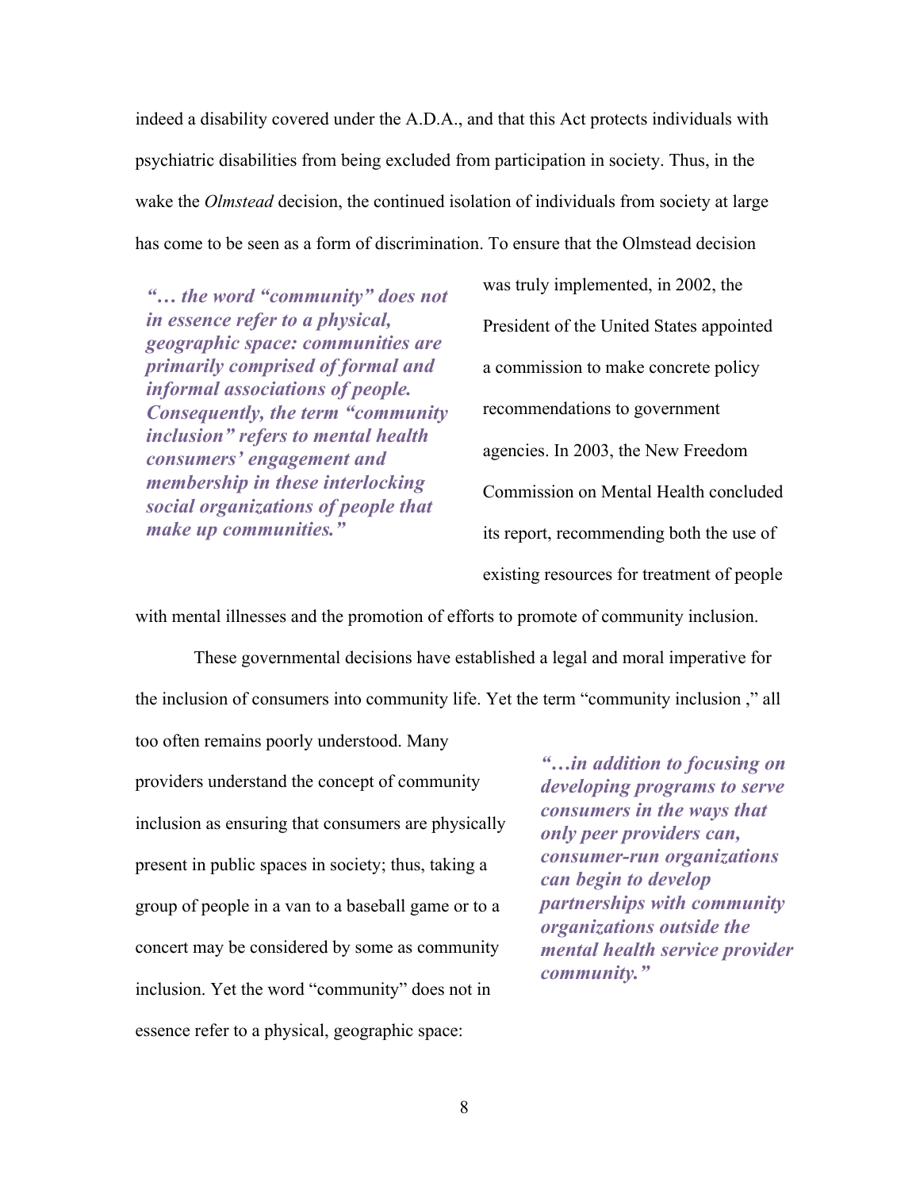indeed a disability covered under the A.D.A., and that this Act protects individuals with psychiatric disabilities from being excluded from participation in society. Thus, in the wake the *Olmstead* decision, the continued isolation of individuals from society at large has come to be seen as a form of discrimination. To ensure that the Olmstead decision was truly implemented, in 2002, the President of the United States appointed a commission to make concrete policy recommendations to government agencies. In 2003, the New Freedom Commission on Mental Health concluded its report, recommending both the use of existing resources for treatment of people with mental illnesses and the promotion of efforts to promote of community inclusion.

> ***"… the word "community" does not in essence refer to a physical, geographic space: communities are primarily comprised of formal and informal associations of people. Consequently, the term "community inclusion" refers to mental health consumers' engagement and membership in these interlocking social organizations of people that make up communities."***

These governmental decisions have established a legal and moral imperative for the inclusion of consumers into community life. Yet the term "community inclusion ," all too often remains poorly understood. Many providers understand the concept of community inclusion as ensuring that consumers are physically present in public spaces in society; thus, taking a group of people in a van to a baseball game or to a concert may be considered by some as community inclusion. Yet the word "community" does not in essence refer to a physical, geographic space:

> ***"…in addition to focusing on developing programs to serve consumers in the ways that only peer providers can, consumer-run organizations can begin to develop partnerships with community organizations outside the mental health service provider community."***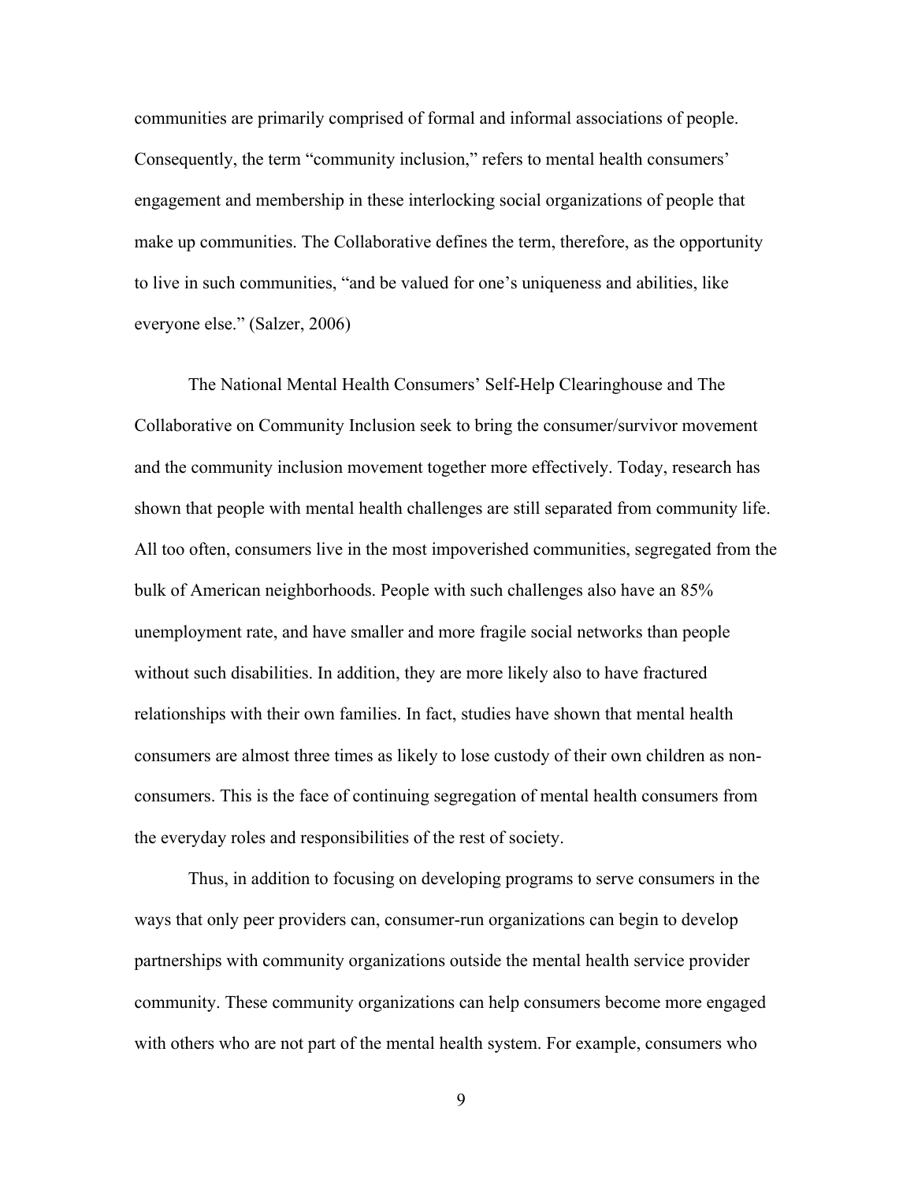communities are primarily comprised of formal and informal associations of people. Consequently, the term "community inclusion," refers to mental health consumers' engagement and membership in these interlocking social organizations of people that make up communities. The Collaborative defines the term, therefore, as the opportunity to live in such communities, "and be valued for one's uniqueness and abilities, like everyone else." (Salzer, 2006)

The National Mental Health Consumers' Self-Help Clearinghouse and The Collaborative on Community Inclusion seek to bring the consumer/survivor movement and the community inclusion movement together more effectively. Today, research has shown that people with mental health challenges are still separated from community life. All too often, consumers live in the most impoverished communities, segregated from the bulk of American neighborhoods. People with such challenges also have an 85% unemployment rate, and have smaller and more fragile social networks than people without such disabilities. In addition, they are more likely also to have fractured relationships with their own families. In fact, studies have shown that mental health consumers are almost three times as likely to lose custody of their own children as non-consumers. This is the face of continuing segregation of mental health consumers from the everyday roles and responsibilities of the rest of society.

Thus, in addition to focusing on developing programs to serve consumers in the ways that only peer providers can, consumer-run organizations can begin to develop partnerships with community organizations outside the mental health service provider community. These community organizations can help consumers become more engaged with others who are not part of the mental health system. For example, consumers who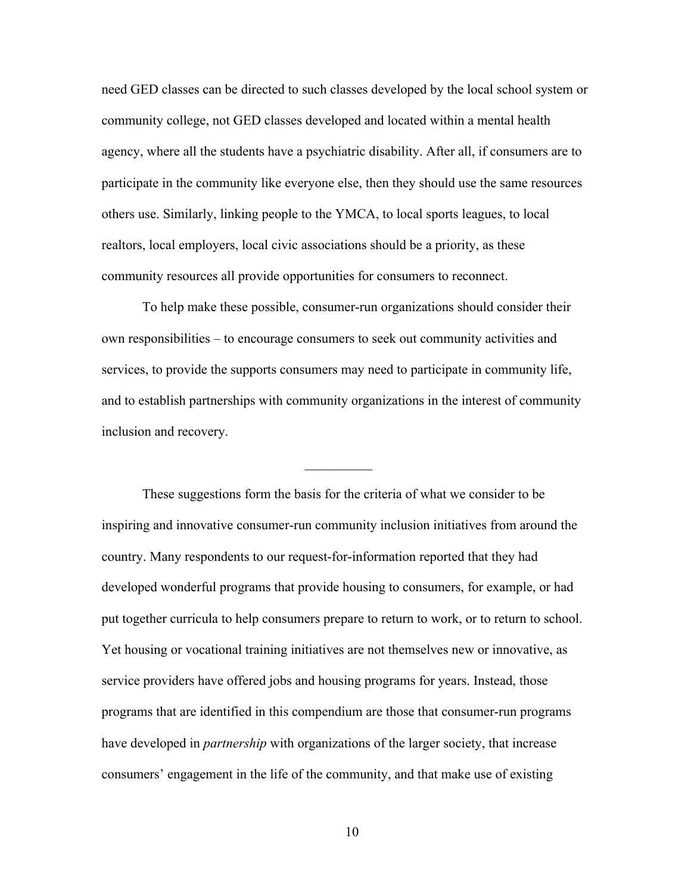need GED classes can be directed to such classes developed by the local school system or community college, not GED classes developed and located within a mental health agency, where all the students have a psychiatric disability. After all, if consumers are to participate in the community like everyone else, then they should use the same resources others use. Similarly, linking people to the YMCA, to local sports leagues, to local realtors, local employers, local civic associations should be a priority, as these community resources all provide opportunities for consumers to reconnect.

To help make these possible, consumer-run organizations should consider their own responsibilities – to encourage consumers to seek out community activities and services, to provide the supports consumers may need to participate in community life, and to establish partnerships with community organizations in the interest of community inclusion and recovery.

---

These suggestions form the basis for the criteria of what we consider to be inspiring and innovative consumer-run community inclusion initiatives from around the country. Many respondents to our request-for-information reported that they had developed wonderful programs that provide housing to consumers, for example, or had put together curricula to help consumers prepare to return to work, or to return to school. Yet housing or vocational training initiatives are not themselves new or innovative, as service providers have offered jobs and housing programs for years. Instead, those programs that are identified in this compendium are those that consumer-run programs have developed in *partnership* with organizations of the larger society, that increase consumers' engagement in the life of the community, and that make use of existing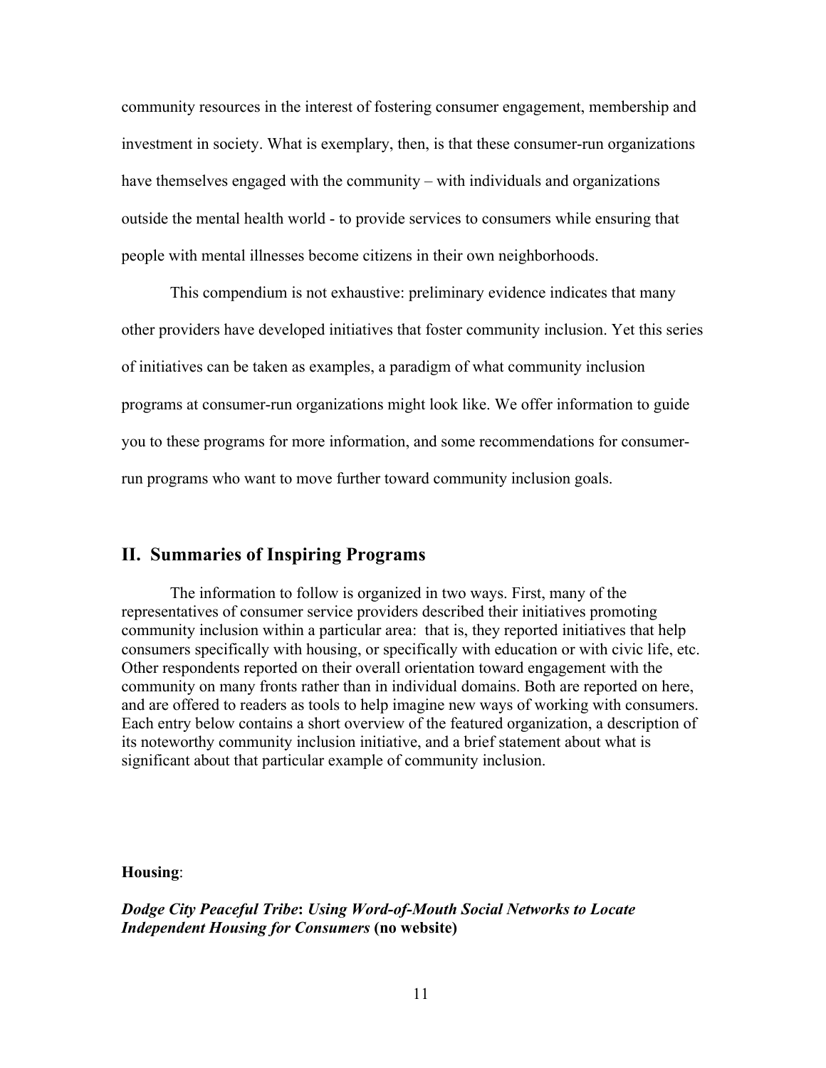community resources in the interest of fostering consumer engagement, membership and investment in society. What is exemplary, then, is that these consumer-run organizations have themselves engaged with the community – with individuals and organizations outside the mental health world - to provide services to consumers while ensuring that people with mental illnesses become citizens in their own neighborhoods.

This compendium is not exhaustive: preliminary evidence indicates that many other providers have developed initiatives that foster community inclusion. Yet this series of initiatives can be taken as examples, a paradigm of what community inclusion programs at consumer-run organizations might look like. We offer information to guide you to these programs for more information, and some recommendations for consumer-run programs who want to move further toward community inclusion goals.

## II. Summaries of Inspiring Programs

The information to follow is organized in two ways. First, many of the representatives of consumer service providers described their initiatives promoting community inclusion within a particular area: that is, they reported initiatives that help consumers specifically with housing, or specifically with education or with civic life, etc. Other respondents reported on their overall orientation toward engagement with the community on many fronts rather than in individual domains. Both are reported on here, and are offered to readers as tools to help imagine new ways of working with consumers. Each entry below contains a short overview of the featured organization, a description of its noteworthy community inclusion initiative, and a brief statement about what is significant about that particular example of community inclusion.

**Housing**:

***Dodge City Peaceful Tribe*: *Using Word-of-Mouth Social Networks to Locate Independent Housing for Consumers* (no website)**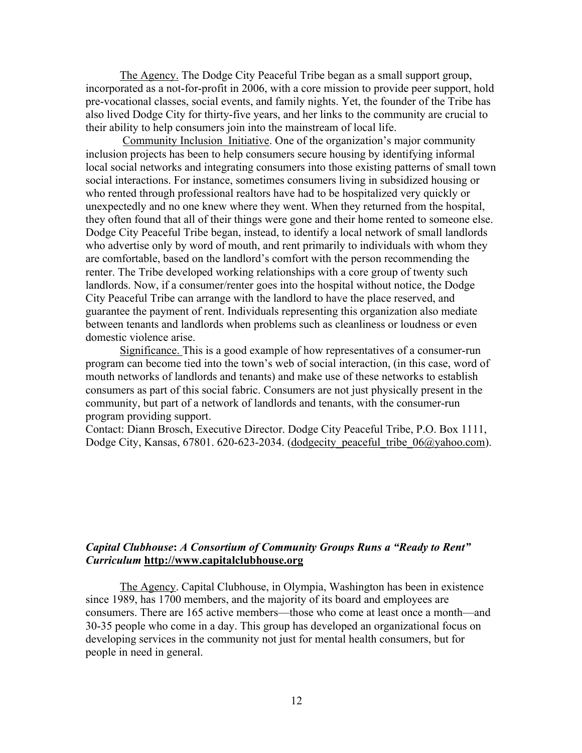The Agency. The Dodge City Peaceful Tribe began as a small support group, incorporated as a not-for-profit in 2006, with a core mission to provide peer support, hold pre-vocational classes, social events, and family nights. Yet, the founder of the Tribe has also lived Dodge City for thirty-five years, and her links to the community are crucial to their ability to help consumers join into the mainstream of local life.

Community Inclusion Initiative. One of the organization's major community inclusion projects has been to help consumers secure housing by identifying informal local social networks and integrating consumers into those existing patterns of small town social interactions. For instance, sometimes consumers living in subsidized housing or who rented through professional realtors have had to be hospitalized very quickly or unexpectedly and no one knew where they went. When they returned from the hospital, they often found that all of their things were gone and their home rented to someone else. Dodge City Peaceful Tribe began, instead, to identify a local network of small landlords who advertise only by word of mouth, and rent primarily to individuals with whom they are comfortable, based on the landlord's comfort with the person recommending the renter. The Tribe developed working relationships with a core group of twenty such landlords. Now, if a consumer/renter goes into the hospital without notice, the Dodge City Peaceful Tribe can arrange with the landlord to have the place reserved, and guarantee the payment of rent. Individuals representing this organization also mediate between tenants and landlords when problems such as cleanliness or loudness or even domestic violence arise.

Significance. This is a good example of how representatives of a consumer-run program can become tied into the town's web of social interaction, (in this case, word of mouth networks of landlords and tenants) and make use of these networks to establish consumers as part of this social fabric. Consumers are not just physically present in the community, but part of a network of landlords and tenants, with the consumer-run program providing support.

Contact: Diann Brosch, Executive Director. Dodge City Peaceful Tribe, P.O. Box 1111, Dodge City, Kansas, 67801. 620-623-2034. (dodgecity_peaceful_tribe_06@yahoo.com).

### *Capital Clubhouse*: *A Consortium of Community Groups Runs a "Ready to Rent" Curriculum* **http://www.capitalclubhouse.org**

The Agency. Capital Clubhouse, in Olympia, Washington has been in existence since 1989, has 1700 members, and the majority of its board and employees are consumers. There are 165 active members—those who come at least once a month—and 30-35 people who come in a day. This group has developed an organizational focus on developing services in the community not just for mental health consumers, but for people in need in general.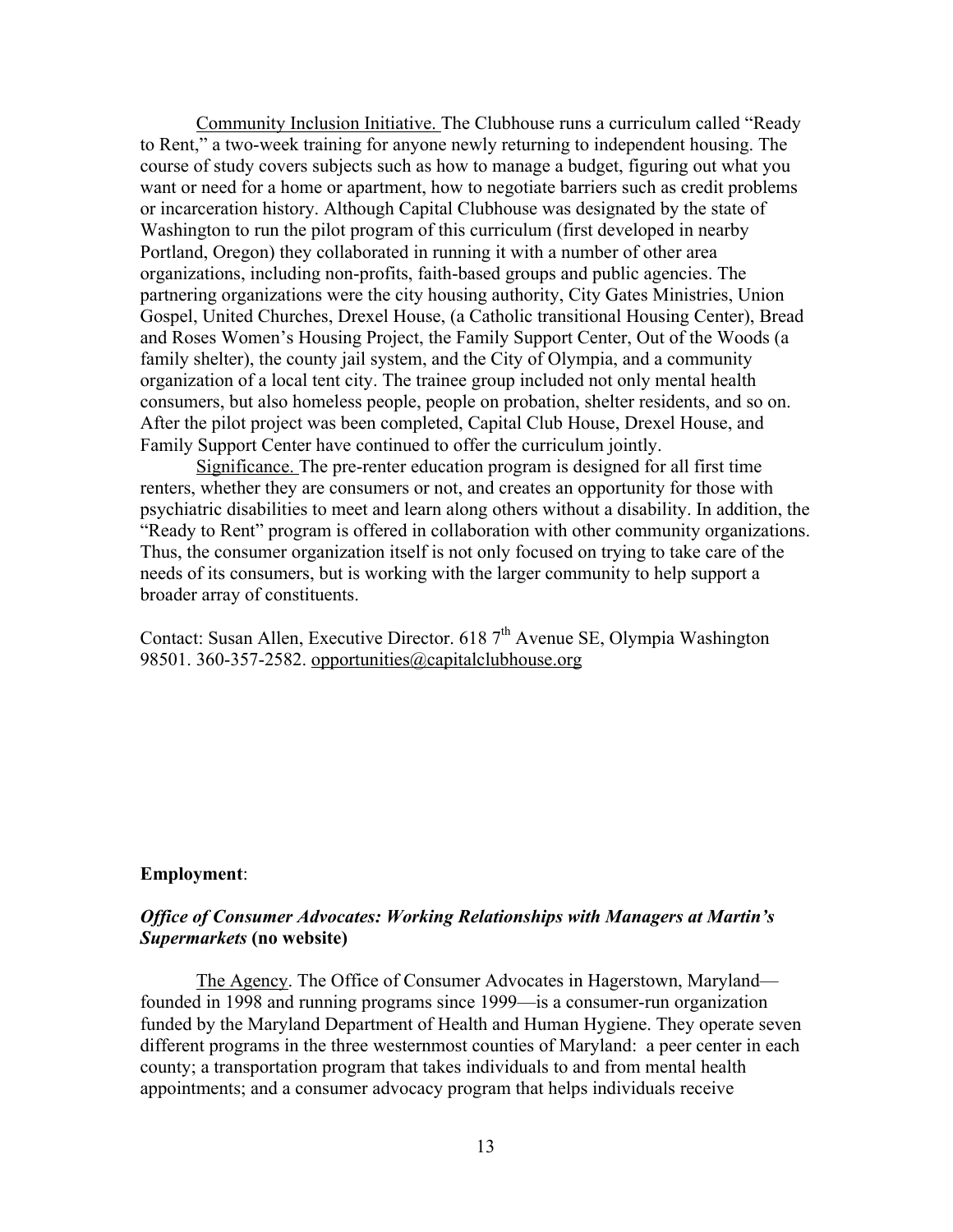Community Inclusion Initiative. The Clubhouse runs a curriculum called "Ready to Rent," a two-week training for anyone newly returning to independent housing. The course of study covers subjects such as how to manage a budget, figuring out what you want or need for a home or apartment, how to negotiate barriers such as credit problems or incarceration history. Although Capital Clubhouse was designated by the state of Washington to run the pilot program of this curriculum (first developed in nearby Portland, Oregon) they collaborated in running it with a number of other area organizations, including non-profits, faith-based groups and public agencies. The partnering organizations were the city housing authority, City Gates Ministries, Union Gospel, United Churches, Drexel House, (a Catholic transitional Housing Center), Bread and Roses Women's Housing Project, the Family Support Center, Out of the Woods (a family shelter), the county jail system, and the City of Olympia, and a community organization of a local tent city. The trainee group included not only mental health consumers, but also homeless people, people on probation, shelter residents, and so on. After the pilot project was been completed, Capital Club House, Drexel House, and Family Support Center have continued to offer the curriculum jointly.

Significance. The pre-renter education program is designed for all first time renters, whether they are consumers or not, and creates an opportunity for those with psychiatric disabilities to meet and learn along others without a disability. In addition, the "Ready to Rent" program is offered in collaboration with other community organizations. Thus, the consumer organization itself is not only focused on trying to take care of the needs of its consumers, but is working with the larger community to help support a broader array of constituents.

Contact: Susan Allen, Executive Director. 618 7th Avenue SE, Olympia Washington 98501. 360-357-2582. opportunities@capitalclubhouse.org

**Employment**:

### *Office of Consumer Advocates: Working Relationships with Managers at Martin's Supermarkets* (no website)

The Agency. The Office of Consumer Advocates in Hagerstown, Maryland—founded in 1998 and running programs since 1999—is a consumer-run organization funded by the Maryland Department of Health and Human Hygiene. They operate seven different programs in the three westernmost counties of Maryland: a peer center in each county; a transportation program that takes individuals to and from mental health appointments; and a consumer advocacy program that helps individuals receive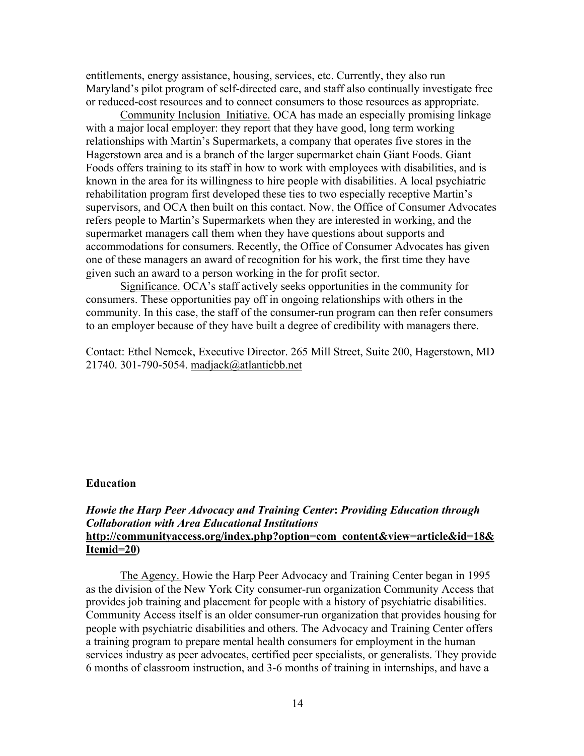entitlements, energy assistance, housing, services, etc. Currently, they also run Maryland's pilot program of self-directed care, and staff also continually investigate free or reduced-cost resources and to connect consumers to those resources as appropriate.

Community Inclusion Initiative. OCA has made an especially promising linkage with a major local employer: they report that they have good, long term working relationships with Martin's Supermarkets, a company that operates five stores in the Hagerstown area and is a branch of the larger supermarket chain Giant Foods. Giant Foods offers training to its staff in how to work with employees with disabilities, and is known in the area for its willingness to hire people with disabilities. A local psychiatric rehabilitation program first developed these ties to two especially receptive Martin's supervisors, and OCA then built on this contact. Now, the Office of Consumer Advocates refers people to Martin's Supermarkets when they are interested in working, and the supermarket managers call them when they have questions about supports and accommodations for consumers. Recently, the Office of Consumer Advocates has given one of these managers an award of recognition for his work, the first time they have given such an award to a person working in the for profit sector.

Significance. OCA's staff actively seeks opportunities in the community for consumers. These opportunities pay off in ongoing relationships with others in the community. In this case, the staff of the consumer-run program can then refer consumers to an employer because of they have built a degree of credibility with managers there.

Contact: Ethel Nemcek, Executive Director. 265 Mill Street, Suite 200, Hagerstown, MD 21740. 301-790-5054. madjack@atlanticbb.net

## Education

### *Howie the Harp Peer Advocacy and Training Center*: *Providing Education through Collaboration with Area Educational Institutions* **http://communityaccess.org/index.php?option=com_content&view=article&id=18&Itemid=20)**

The Agency. Howie the Harp Peer Advocacy and Training Center began in 1995 as the division of the New York City consumer-run organization Community Access that provides job training and placement for people with a history of psychiatric disabilities. Community Access itself is an older consumer-run organization that provides housing for people with psychiatric disabilities and others. The Advocacy and Training Center offers a training program to prepare mental health consumers for employment in the human services industry as peer advocates, certified peer specialists, or generalists. They provide 6 months of classroom instruction, and 3-6 months of training in internships, and have a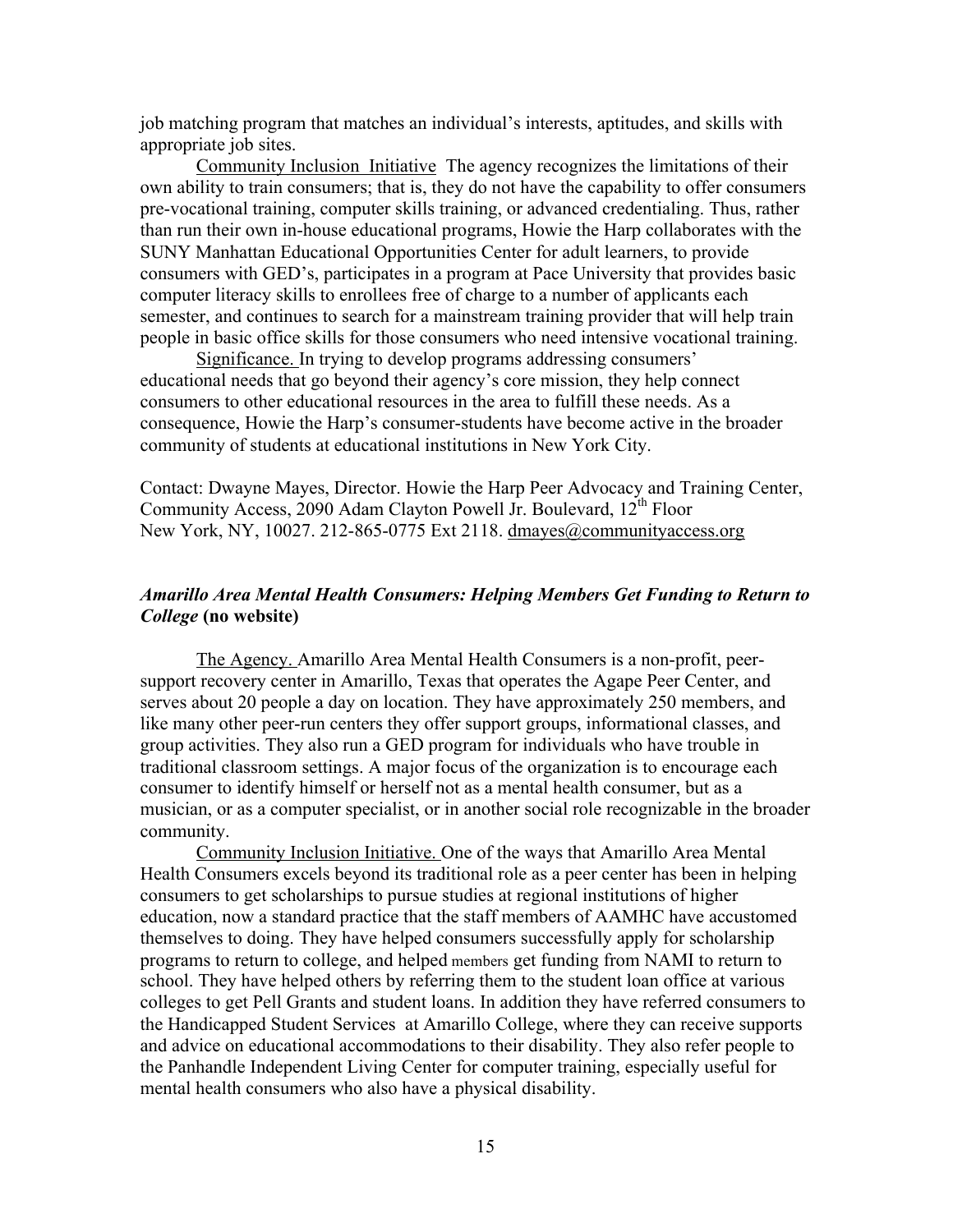job matching program that matches an individual's interests, aptitudes, and skills with appropriate job sites.

Community Inclusion Initiative The agency recognizes the limitations of their own ability to train consumers; that is, they do not have the capability to offer consumers pre-vocational training, computer skills training, or advanced credentialing. Thus, rather than run their own in-house educational programs, Howie the Harp collaborates with the SUNY Manhattan Educational Opportunities Center for adult learners, to provide consumers with GED's, participates in a program at Pace University that provides basic computer literacy skills to enrollees free of charge to a number of applicants each semester, and continues to search for a mainstream training provider that will help train people in basic office skills for those consumers who need intensive vocational training.

Significance. In trying to develop programs addressing consumers' educational needs that go beyond their agency's core mission, they help connect consumers to other educational resources in the area to fulfill these needs. As a consequence, Howie the Harp's consumer-students have become active in the broader community of students at educational institutions in New York City.

Contact: Dwayne Mayes, Director. Howie the Harp Peer Advocacy and Training Center, Community Access, 2090 Adam Clayton Powell Jr. Boulevard, 12th Floor
New York, NY, 10027. 212-865-0775 Ext 2118. dmayes@communityaccess.org

### *Amarillo Area Mental Health Consumers: Helping Members Get Funding to Return to College* (no website)

The Agency. Amarillo Area Mental Health Consumers is a non-profit, peer-support recovery center in Amarillo, Texas that operates the Agape Peer Center, and serves about 20 people a day on location. They have approximately 250 members, and like many other peer-run centers they offer support groups, informational classes, and group activities. They also run a GED program for individuals who have trouble in traditional classroom settings. A major focus of the organization is to encourage each consumer to identify himself or herself not as a mental health consumer, but as a musician, or as a computer specialist, or in another social role recognizable in the broader community.

Community Inclusion Initiative. One of the ways that Amarillo Area Mental Health Consumers excels beyond its traditional role as a peer center has been in helping consumers to get scholarships to pursue studies at regional institutions of higher education, now a standard practice that the staff members of AAMHC have accustomed themselves to doing. They have helped consumers successfully apply for scholarship programs to return to college, and helped members get funding from NAMI to return to school. They have helped others by referring them to the student loan office at various colleges to get Pell Grants and student loans. In addition they have referred consumers to the Handicapped Student Services at Amarillo College, where they can receive supports and advice on educational accommodations to their disability. They also refer people to the Panhandle Independent Living Center for computer training, especially useful for mental health consumers who also have a physical disability.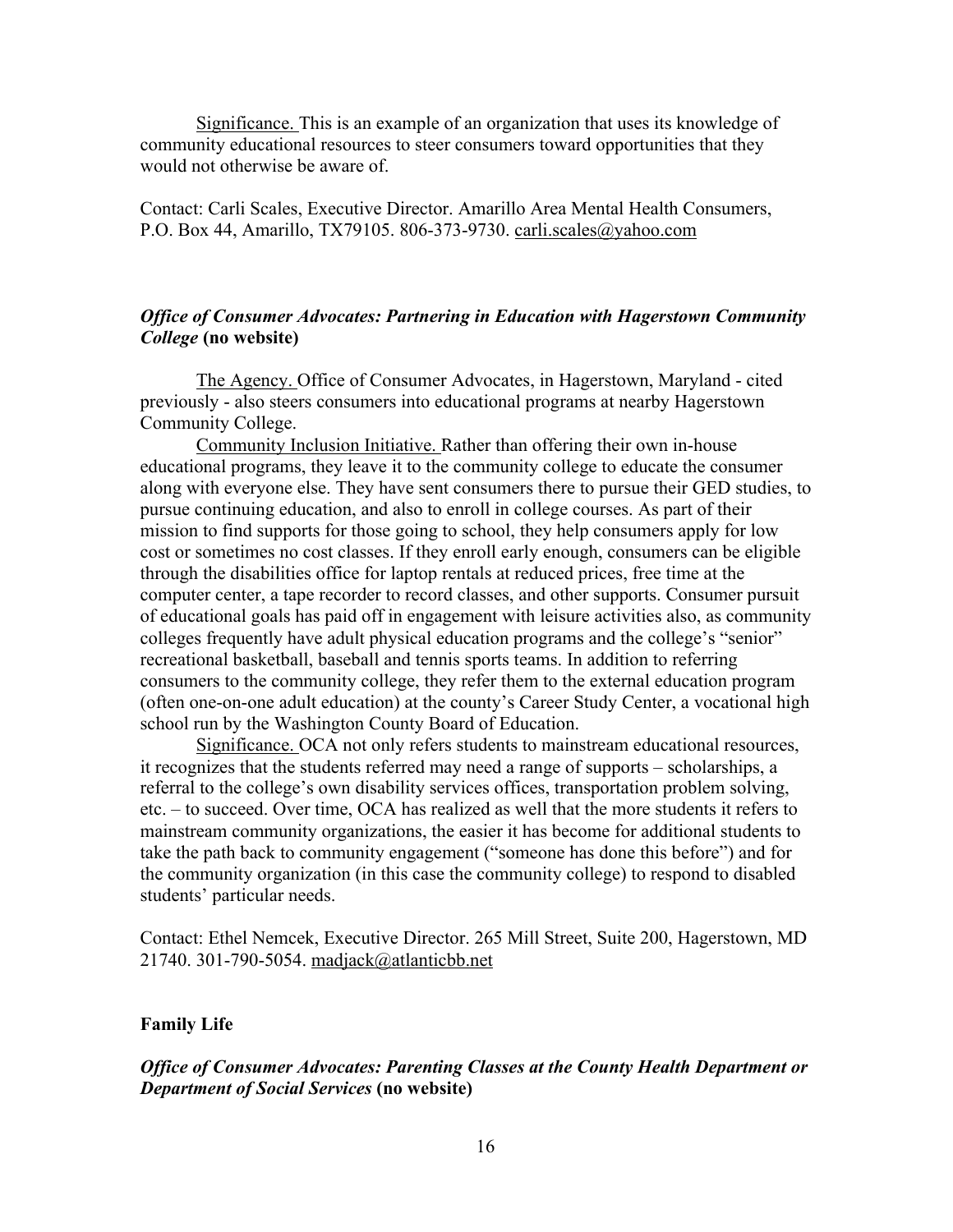Significance. This is an example of an organization that uses its knowledge of community educational resources to steer consumers toward opportunities that they would not otherwise be aware of.

Contact: Carli Scales, Executive Director. Amarillo Area Mental Health Consumers, P.O. Box 44, Amarillo, TX79105. 806-373-9730. carli.scales@yahoo.com

### *Office of Consumer Advocates: Partnering in Education with Hagerstown Community College* **(no website)**

The Agency. Office of Consumer Advocates, in Hagerstown, Maryland - cited previously - also steers consumers into educational programs at nearby Hagerstown Community College.

Community Inclusion Initiative. Rather than offering their own in-house educational programs, they leave it to the community college to educate the consumer along with everyone else. They have sent consumers there to pursue their GED studies, to pursue continuing education, and also to enroll in college courses. As part of their mission to find supports for those going to school, they help consumers apply for low cost or sometimes no cost classes. If they enroll early enough, consumers can be eligible through the disabilities office for laptop rentals at reduced prices, free time at the computer center, a tape recorder to record classes, and other supports. Consumer pursuit of educational goals has paid off in engagement with leisure activities also, as community colleges frequently have adult physical education programs and the college's "senior" recreational basketball, baseball and tennis sports teams. In addition to referring consumers to the community college, they refer them to the external education program (often one-on-one adult education) at the county's Career Study Center, a vocational high school run by the Washington County Board of Education.

Significance. OCA not only refers students to mainstream educational resources, it recognizes that the students referred may need a range of supports – scholarships, a referral to the college's own disability services offices, transportation problem solving, etc. – to succeed. Over time, OCA has realized as well that the more students it refers to mainstream community organizations, the easier it has become for additional students to take the path back to community engagement ("someone has done this before") and for the community organization (in this case the community college) to respond to disabled students' particular needs.

Contact: Ethel Nemcek, Executive Director. 265 Mill Street, Suite 200, Hagerstown, MD 21740. 301-790-5054. madjack@atlanticbb.net

## Family Life

### *Office of Consumer Advocates: Parenting Classes at the County Health Department or Department of Social Services* **(no website)**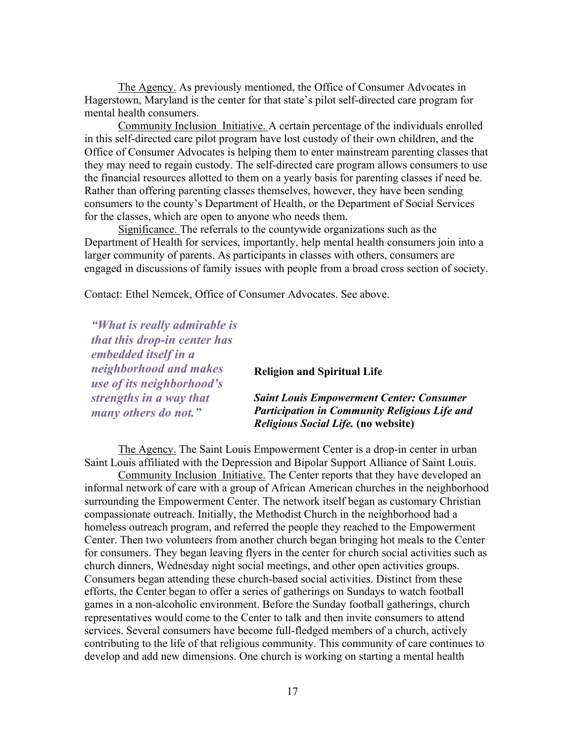The Agency. As previously mentioned, the Office of Consumer Advocates in Hagerstown, Maryland is the center for that state's pilot self-directed care program for mental health consumers.

Community Inclusion Initiative. A certain percentage of the individuals enrolled in this self-directed care pilot program have lost custody of their own children, and the Office of Consumer Advocates is helping them to enter mainstream parenting classes that they may need to regain custody. The self-directed care program allows consumers to use the financial resources allotted to them on a yearly basis for parenting classes if need be. Rather than offering parenting classes themselves, however, they have been sending consumers to the county's Department of Health, or the Department of Social Services for the classes, which are open to anyone who needs them.

Significance. The referrals to the countywide organizations such as the Department of Health for services, importantly, help mental health consumers join into a larger community of parents. As participants in classes with others, consumers are engaged in discussions of family issues with people from a broad cross section of society.

Contact: Ethel Nemcek, Office of Consumer Advocates. See above.

***"What is really admirable is that this drop-in center has embedded itself in a neighborhood and makes use of its neighborhood's strengths in a way that many others do not."***

**Religion and Spiritual Life**

***Saint Louis Empowerment Center: Consumer Participation in Community Religious Life and Religious Social Life.*** **(no website)**

The Agency. The Saint Louis Empowerment Center is a drop-in center in urban Saint Louis affiliated with the Depression and Bipolar Support Alliance of Saint Louis.

Community Inclusion Initiative. The Center reports that they have developed an informal network of care with a group of African American churches in the neighborhood surrounding the Empowerment Center. The network itself began as customary Christian compassionate outreach. Initially, the Methodist Church in the neighborhood had a homeless outreach program, and referred the people they reached to the Empowerment Center. Then two volunteers from another church began bringing hot meals to the Center for consumers. They began leaving flyers in the center for church social activities such as church dinners, Wednesday night social meetings, and other open activities groups. Consumers began attending these church-based social activities. Distinct from these efforts, the Center began to offer a series of gatherings on Sundays to watch football games in a non-alcoholic environment. Before the Sunday football gatherings, church representatives would come to the Center to talk and then invite consumers to attend services. Several consumers have become full-fledged members of a church, actively contributing to the life of that religious community. This community of care continues to develop and add new dimensions. One church is working on starting a mental health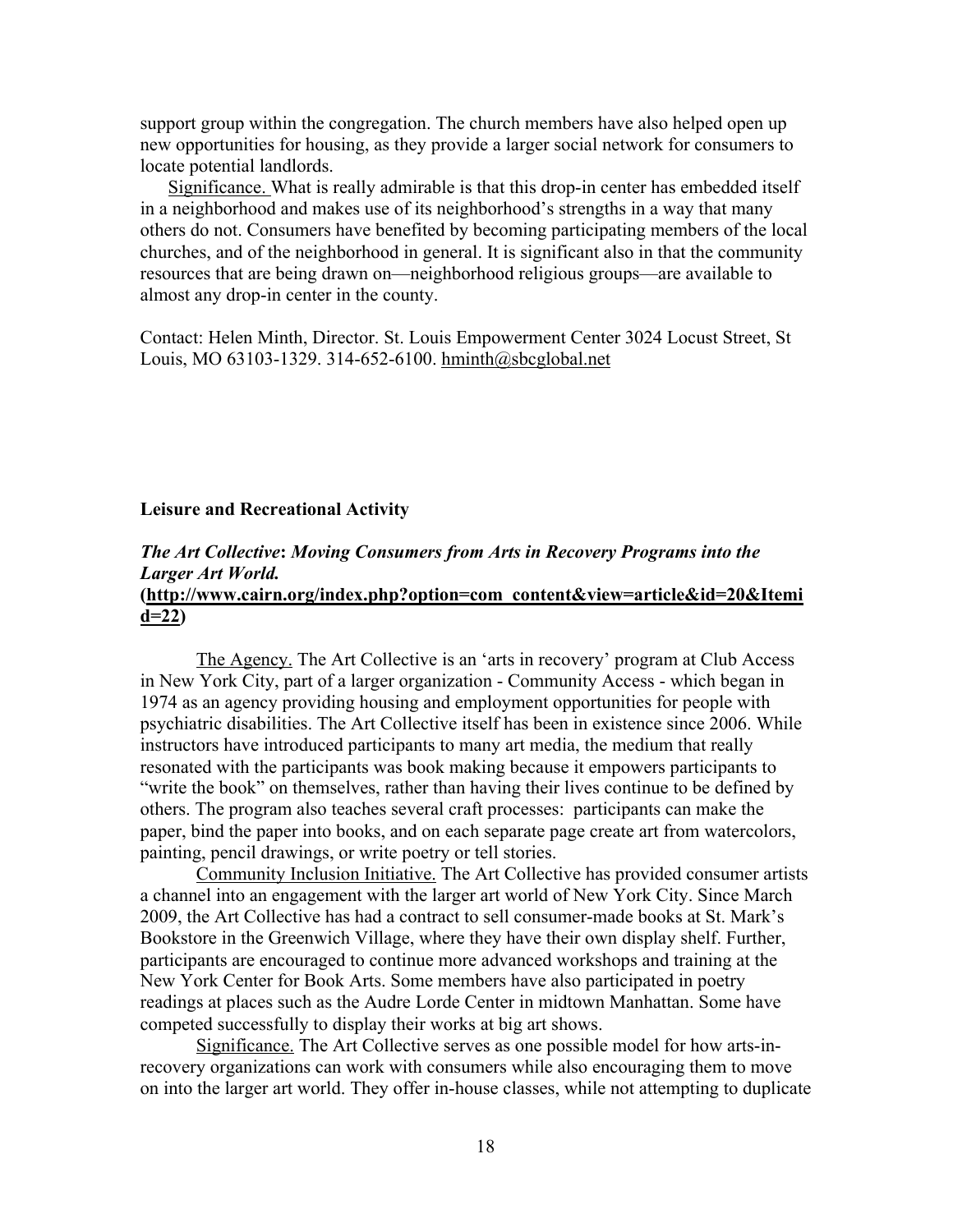support group within the congregation. The church members have also helped open up new opportunities for housing, as they provide a larger social network for consumers to locate potential landlords.

Significance. What is really admirable is that this drop-in center has embedded itself in a neighborhood and makes use of its neighborhood's strengths in a way that many others do not. Consumers have benefited by becoming participating members of the local churches, and of the neighborhood in general. It is significant also in that the community resources that are being drawn on—neighborhood religious groups—are available to almost any drop-in center in the county.

Contact: Helen Minth, Director. St. Louis Empowerment Center 3024 Locust Street, St Louis, MO 63103-1329. 314-652-6100. hminth@sbcglobal.net

**Leisure and Recreational Activity**

***The Art Collective*: *Moving Consumers from Arts in Recovery Programs into the Larger Art World.***
**(http://www.cairn.org/index.php?option=com_content&view=article&id=20&Itemid=22)**

The Agency. The Art Collective is an 'arts in recovery' program at Club Access in New York City, part of a larger organization - Community Access - which began in 1974 as an agency providing housing and employment opportunities for people with psychiatric disabilities. The Art Collective itself has been in existence since 2006. While instructors have introduced participants to many art media, the medium that really resonated with the participants was book making because it empowers participants to "write the book" on themselves, rather than having their lives continue to be defined by others. The program also teaches several craft processes: participants can make the paper, bind the paper into books, and on each separate page create art from watercolors, painting, pencil drawings, or write poetry or tell stories.

Community Inclusion Initiative. The Art Collective has provided consumer artists a channel into an engagement with the larger art world of New York City. Since March 2009, the Art Collective has had a contract to sell consumer-made books at St. Mark's Bookstore in the Greenwich Village, where they have their own display shelf. Further, participants are encouraged to continue more advanced workshops and training at the New York Center for Book Arts. Some members have also participated in poetry readings at places such as the Audre Lorde Center in midtown Manhattan. Some have competed successfully to display their works at big art shows.

Significance. The Art Collective serves as one possible model for how arts-in-recovery organizations can work with consumers while also encouraging them to move on into the larger art world. They offer in-house classes, while not attempting to duplicate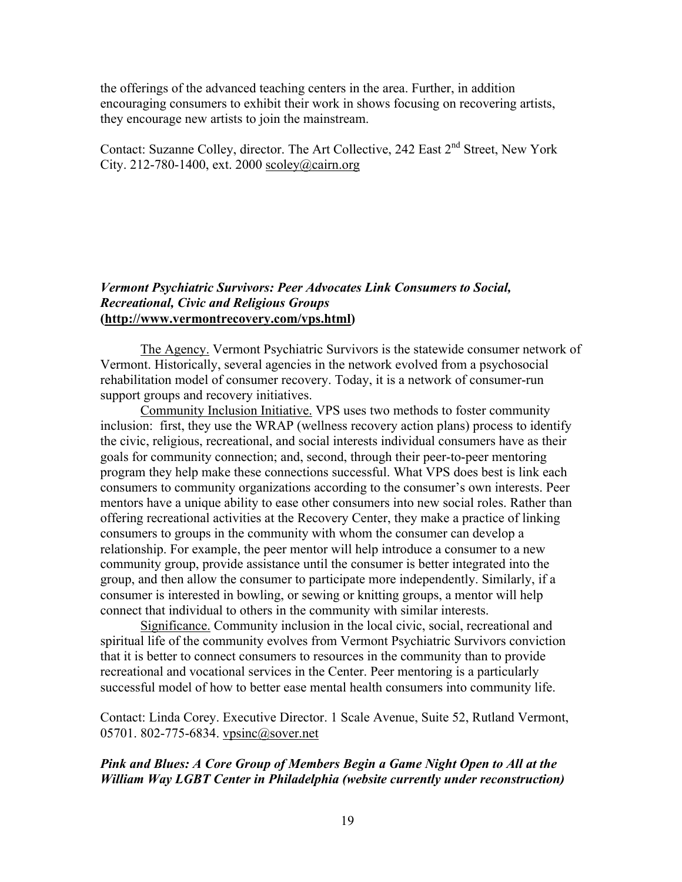the offerings of the advanced teaching centers in the area. Further, in addition encouraging consumers to exhibit their work in shows focusing on recovering artists, they encourage new artists to join the mainstream.

Contact: Suzanne Colley, director. The Art Collective, 242 East 2nd Street, New York City. 212-780-1400, ext. 2000 scoley@cairn.org

### ***Vermont Psychiatric Survivors: Peer Advocates Link Consumers to Social, Recreational, Civic and Religious Groups* (http://www.vermontrecovery.com/vps.html)**

The Agency. Vermont Psychiatric Survivors is the statewide consumer network of Vermont. Historically, several agencies in the network evolved from a psychosocial rehabilitation model of consumer recovery. Today, it is a network of consumer-run support groups and recovery initiatives.

Community Inclusion Initiative. VPS uses two methods to foster community inclusion: first, they use the WRAP (wellness recovery action plans) process to identify the civic, religious, recreational, and social interests individual consumers have as their goals for community connection; and, second, through their peer-to-peer mentoring program they help make these connections successful. What VPS does best is link each consumers to community organizations according to the consumer's own interests. Peer mentors have a unique ability to ease other consumers into new social roles. Rather than offering recreational activities at the Recovery Center, they make a practice of linking consumers to groups in the community with whom the consumer can develop a relationship. For example, the peer mentor will help introduce a consumer to a new community group, provide assistance until the consumer is better integrated into the group, and then allow the consumer to participate more independently. Similarly, if a consumer is interested in bowling, or sewing or knitting groups, a mentor will help connect that individual to others in the community with similar interests.

Significance. Community inclusion in the local civic, social, recreational and spiritual life of the community evolves from Vermont Psychiatric Survivors conviction that it is better to connect consumers to resources in the community than to provide recreational and vocational services in the Center. Peer mentoring is a particularly successful model of how to better ease mental health consumers into community life.

Contact: Linda Corey. Executive Director. 1 Scale Avenue, Suite 52, Rutland Vermont, 05701. 802-775-6834. vpsinc@sover.net

### ***Pink and Blues: A Core Group of Members Begin a Game Night Open to All at the William Way LGBT Center in Philadelphia (website currently under reconstruction)***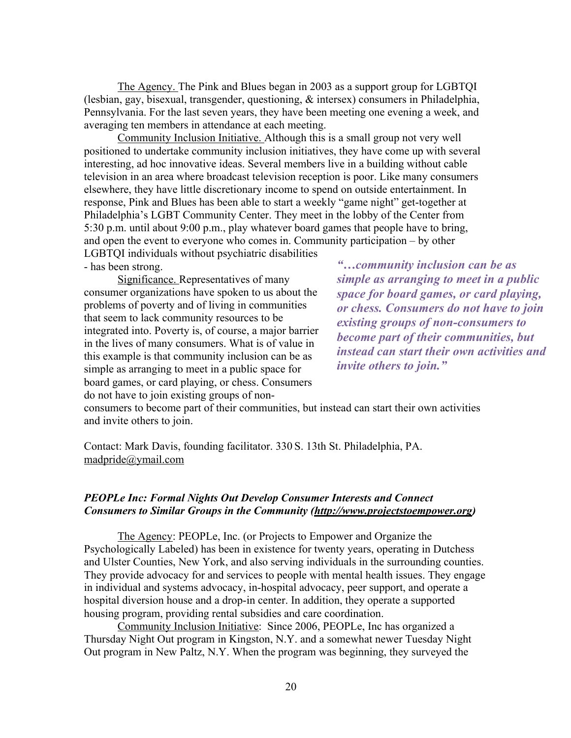The Agency. The Pink and Blues began in 2003 as a support group for LGBTQI (lesbian, gay, bisexual, transgender, questioning, & intersex) consumers in Philadelphia, Pennsylvania. For the last seven years, they have been meeting one evening a week, and averaging ten members in attendance at each meeting.

Community Inclusion Initiative. Although this is a small group not very well positioned to undertake community inclusion initiatives, they have come up with several interesting, ad hoc innovative ideas. Several members live in a building without cable television in an area where broadcast television reception is poor. Like many consumers elsewhere, they have little discretionary income to spend on outside entertainment. In response, Pink and Blues has been able to start a weekly "game night" get-together at Philadelphia's LGBT Community Center. They meet in the lobby of the Center from 5:30 p.m. until about 9:00 p.m., play whatever board games that people have to bring, and open the event to everyone who comes in. Community participation – by other LGBTQI individuals without psychiatric disabilities - has been strong.

Significance. Representatives of many consumer organizations have spoken to us about the problems of poverty and of living in communities that seem to lack community resources to be integrated into. Poverty is, of course, a major barrier in the lives of many consumers. What is of value in this example is that community inclusion can be as simple as arranging to meet in a public space for board games, or card playing, or chess. Consumers do not have to join existing groups of non-consumers to become part of their communities, but instead can start their own activities and invite others to join.

***"…community inclusion can be as simple as arranging to meet in a public space for board games, or card playing, or chess. Consumers do not have to join existing groups of non-consumers to become part of their communities, but instead can start their own activities and invite others to join."***

Contact: Mark Davis, founding facilitator. 330 S. 13th St. Philadelphia, PA. madpride@ymail.com

***PEOPLe Inc: Formal Nights Out Develop Consumer Interests and Connect Consumers to Similar Groups in the Community (http://www.projectstoempower.org)***

The Agency: PEOPLe, Inc. (or Projects to Empower and Organize the Psychologically Labeled) has been in existence for twenty years, operating in Dutchess and Ulster Counties, New York, and also serving individuals in the surrounding counties. They provide advocacy for and services to people with mental health issues. They engage in individual and systems advocacy, in-hospital advocacy, peer support, and operate a hospital diversion house and a drop-in center. In addition, they operate a supported housing program, providing rental subsidies and care coordination.

Community Inclusion Initiative: Since 2006, PEOPLe, Inc has organized a Thursday Night Out program in Kingston, N.Y. and a somewhat newer Tuesday Night Out program in New Paltz, N.Y. When the program was beginning, they surveyed the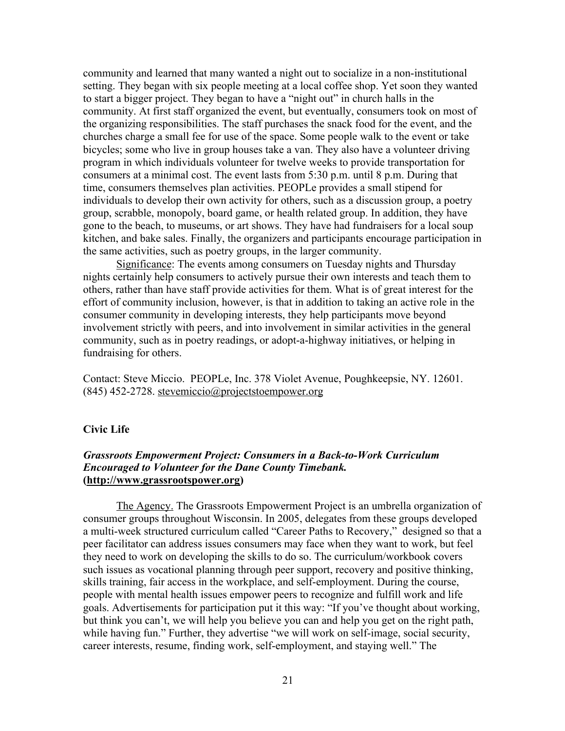community and learned that many wanted a night out to socialize in a non-institutional setting. They began with six people meeting at a local coffee shop. Yet soon they wanted to start a bigger project. They began to have a "night out" in church halls in the community. At first staff organized the event, but eventually, consumers took on most of the organizing responsibilities. The staff purchases the snack food for the event, and the churches charge a small fee for use of the space. Some people walk to the event or take bicycles; some who live in group houses take a van. They also have a volunteer driving program in which individuals volunteer for twelve weeks to provide transportation for consumers at a minimal cost. The event lasts from 5:30 p.m. until 8 p.m. During that time, consumers themselves plan activities. PEOPLe provides a small stipend for individuals to develop their own activity for others, such as a discussion group, a poetry group, scrabble, monopoly, board game, or health related group. In addition, they have gone to the beach, to museums, or art shows. They have had fundraisers for a local soup kitchen, and bake sales. Finally, the organizers and participants encourage participation in the same activities, such as poetry groups, in the larger community.

Significance: The events among consumers on Tuesday nights and Thursday nights certainly help consumers to actively pursue their own interests and teach them to others, rather than have staff provide activities for them. What is of great interest for the effort of community inclusion, however, is that in addition to taking an active role in the consumer community in developing interests, they help participants move beyond involvement strictly with peers, and into involvement in similar activities in the general community, such as in poetry readings, or adopt-a-highway initiatives, or helping in fundraising for others.

Contact: Steve Miccio. PEOPLe, Inc. 378 Violet Avenue, Poughkeepsie, NY. 12601. (845) 452-2728. stevemiccio@projectstoempower.org

**Civic Life**

***Grassroots Empowerment Project: Consumers in a Back-to-Work Curriculum Encouraged to Volunteer for the Dane County Timebank.* (http://www.grassrootspower.org)**

The Agency. The Grassroots Empowerment Project is an umbrella organization of consumer groups throughout Wisconsin. In 2005, delegates from these groups developed a multi-week structured curriculum called "Career Paths to Recovery," designed so that a peer facilitator can address issues consumers may face when they want to work, but feel they need to work on developing the skills to do so. The curriculum/workbook covers such issues as vocational planning through peer support, recovery and positive thinking, skills training, fair access in the workplace, and self-employment. During the course, people with mental health issues empower peers to recognize and fulfill work and life goals. Advertisements for participation put it this way: "If you've thought about working, but think you can't, we will help you believe you can and help you get on the right path, while having fun." Further, they advertise "we will work on self-image, social security, career interests, resume, finding work, self-employment, and staying well." The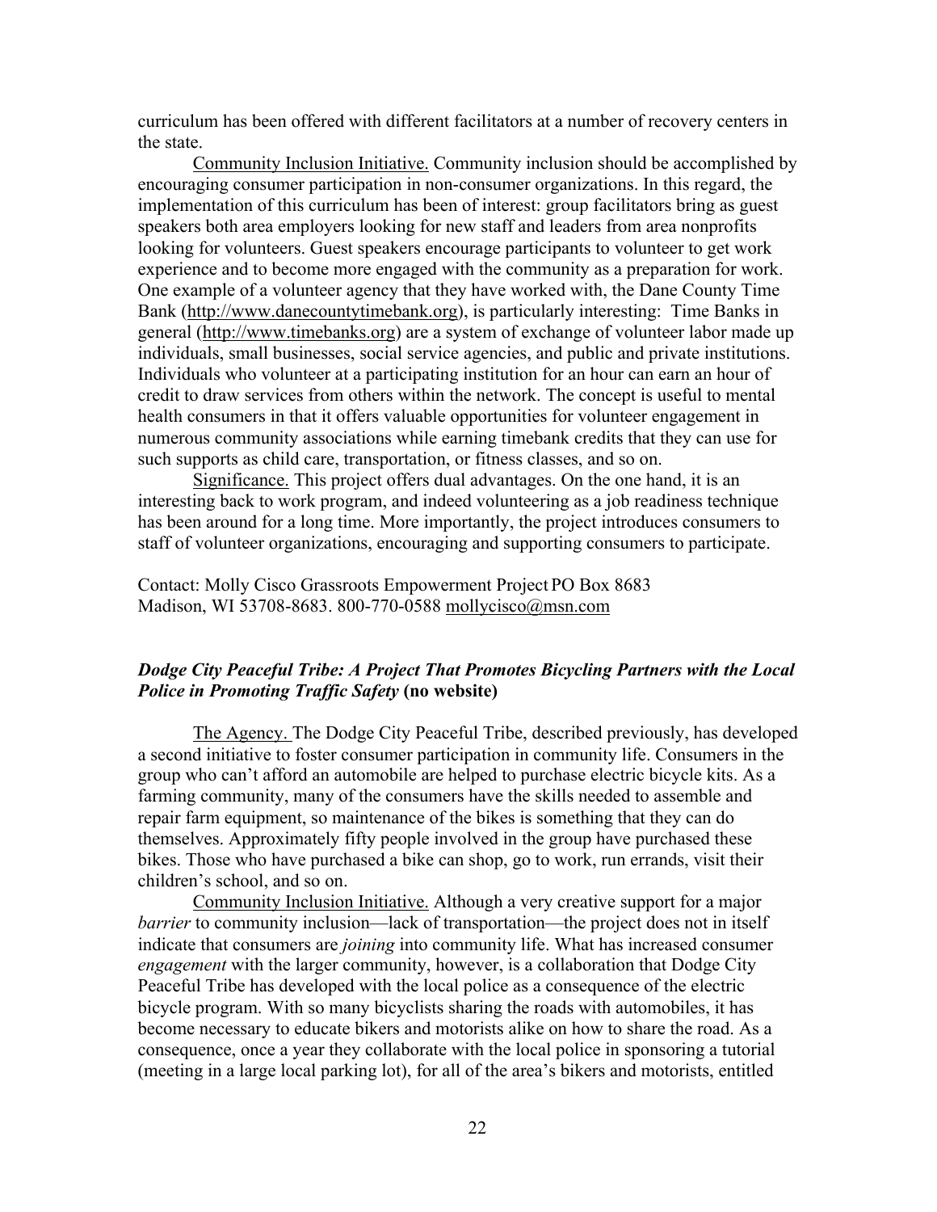curriculum has been offered with different facilitators at a number of recovery centers in the state.

Community Inclusion Initiative. Community inclusion should be accomplished by encouraging consumer participation in non-consumer organizations. In this regard, the implementation of this curriculum has been of interest: group facilitators bring as guest speakers both area employers looking for new staff and leaders from area nonprofits looking for volunteers. Guest speakers encourage participants to volunteer to get work experience and to become more engaged with the community as a preparation for work. One example of a volunteer agency that they have worked with, the Dane County Time Bank (http://www.danecountytimebank.org), is particularly interesting: Time Banks in general (http://www.timebanks.org) are a system of exchange of volunteer labor made up individuals, small businesses, social service agencies, and public and private institutions. Individuals who volunteer at a participating institution for an hour can earn an hour of credit to draw services from others within the network. The concept is useful to mental health consumers in that it offers valuable opportunities for volunteer engagement in numerous community associations while earning timebank credits that they can use for such supports as child care, transportation, or fitness classes, and so on.

Significance. This project offers dual advantages. On the one hand, it is an interesting back to work program, and indeed volunteering as a job readiness technique has been around for a long time. More importantly, the project introduces consumers to staff of volunteer organizations, encouraging and supporting consumers to participate.

Contact: Molly Cisco Grassroots Empowerment Project PO Box 8683
Madison, WI 53708-8683. 800-770-0588 mollycisco@msn.com

### *Dodge City Peaceful Tribe: A Project That Promotes Bicycling Partners with the Local Police in Promoting Traffic Safety* (no website)

The Agency. The Dodge City Peaceful Tribe, described previously, has developed a second initiative to foster consumer participation in community life. Consumers in the group who can't afford an automobile are helped to purchase electric bicycle kits. As a farming community, many of the consumers have the skills needed to assemble and repair farm equipment, so maintenance of the bikes is something that they can do themselves. Approximately fifty people involved in the group have purchased these bikes. Those who have purchased a bike can shop, go to work, run errands, visit their children's school, and so on.

Community Inclusion Initiative. Although a very creative support for a major *barrier* to community inclusion—lack of transportation—the project does not in itself indicate that consumers are *joining* into community life. What has increased consumer *engagement* with the larger community, however, is a collaboration that Dodge City Peaceful Tribe has developed with the local police as a consequence of the electric bicycle program. With so many bicyclists sharing the roads with automobiles, it has become necessary to educate bikers and motorists alike on how to share the road. As a consequence, once a year they collaborate with the local police in sponsoring a tutorial (meeting in a large local parking lot), for all of the area's bikers and motorists, entitled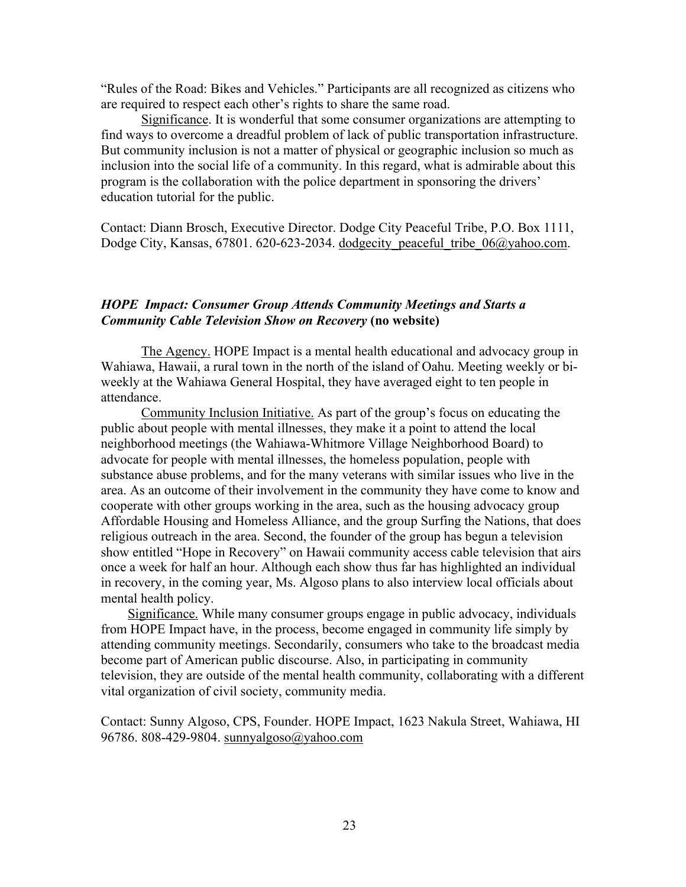"Rules of the Road: Bikes and Vehicles." Participants are all recognized as citizens who are required to respect each other's rights to share the same road.

Significance. It is wonderful that some consumer organizations are attempting to find ways to overcome a dreadful problem of lack of public transportation infrastructure. But community inclusion is not a matter of physical or geographic inclusion so much as inclusion into the social life of a community. In this regard, what is admirable about this program is the collaboration with the police department in sponsoring the drivers' education tutorial for the public.

Contact: Diann Brosch, Executive Director. Dodge City Peaceful Tribe, P.O. Box 1111, Dodge City, Kansas, 67801. 620-623-2034. dodgecity_peaceful_tribe_06@yahoo.com.

### ***HOPE Impact: Consumer Group Attends Community Meetings and Starts a Community Cable Television Show on Recovery*** **(no website)**

The Agency. HOPE Impact is a mental health educational and advocacy group in Wahiawa, Hawaii, a rural town in the north of the island of Oahu. Meeting weekly or bi-weekly at the Wahiawa General Hospital, they have averaged eight to ten people in attendance.

Community Inclusion Initiative. As part of the group's focus on educating the public about people with mental illnesses, they make it a point to attend the local neighborhood meetings (the Wahiawa-Whitmore Village Neighborhood Board) to advocate for people with mental illnesses, the homeless population, people with substance abuse problems, and for the many veterans with similar issues who live in the area. As an outcome of their involvement in the community they have come to know and cooperate with other groups working in the area, such as the housing advocacy group Affordable Housing and Homeless Alliance, and the group Surfing the Nations, that does religious outreach in the area. Second, the founder of the group has begun a television show entitled "Hope in Recovery" on Hawaii community access cable television that airs once a week for half an hour. Although each show thus far has highlighted an individual in recovery, in the coming year, Ms. Algoso plans to also interview local officials about mental health policy.

Significance. While many consumer groups engage in public advocacy, individuals from HOPE Impact have, in the process, become engaged in community life simply by attending community meetings. Secondarily, consumers who take to the broadcast media become part of American public discourse. Also, in participating in community television, they are outside of the mental health community, collaborating with a different vital organization of civil society, community media.

Contact: Sunny Algoso, CPS, Founder. HOPE Impact, 1623 Nakula Street, Wahiawa, HI 96786. 808-429-9804. sunnyalgoso@yahoo.com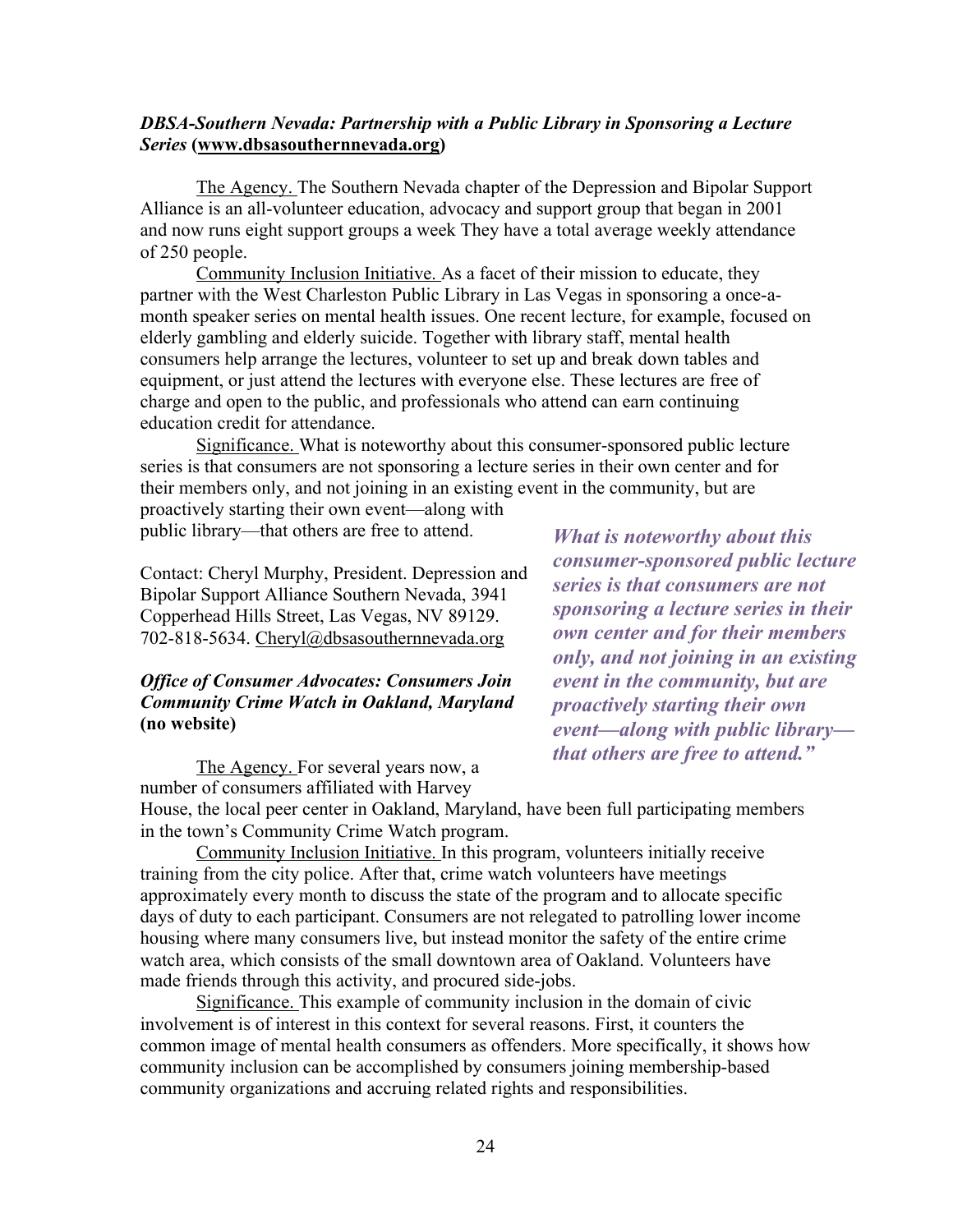***DBSA-Southern Nevada: Partnership with a Public Library in Sponsoring a Lecture Series*** **(www.dbsasouthernnevada.org)**

The Agency. The Southern Nevada chapter of the Depression and Bipolar Support Alliance is an all-volunteer education, advocacy and support group that began in 2001 and now runs eight support groups a week They have a total average weekly attendance of 250 people.

Community Inclusion Initiative. As a facet of their mission to educate, they partner with the West Charleston Public Library in Las Vegas in sponsoring a once-a-month speaker series on mental health issues. One recent lecture, for example, focused on elderly gambling and elderly suicide. Together with library staff, mental health consumers help arrange the lectures, volunteer to set up and break down tables and equipment, or just attend the lectures with everyone else. These lectures are free of charge and open to the public, and professionals who attend can earn continuing education credit for attendance.

Significance. What is noteworthy about this consumer-sponsored public lecture series is that consumers are not sponsoring a lecture series in their own center and for their members only, and not joining in an existing event in the community, but are proactively starting their own event—along with public library—that others are free to attend.

***What is noteworthy about this consumer-sponsored public lecture series is that consumers are not sponsoring a lecture series in their own center and for their members only, and not joining in an existing event in the community, but are proactively starting their own event—along with public library—that others are free to attend."***

Contact: Cheryl Murphy, President. Depression and Bipolar Support Alliance Southern Nevada, 3941 Copperhead Hills Street, Las Vegas, NV 89129. 702-818-5634. Cheryl@dbsasouthernnevada.org

***Office of Consumer Advocates: Consumers Join Community Crime Watch in Oakland, Maryland*** **(no website)**

The Agency. For several years now, a number of consumers affiliated with Harvey House, the local peer center in Oakland, Maryland, have been full participating members in the town's Community Crime Watch program.

Community Inclusion Initiative. In this program, volunteers initially receive training from the city police. After that, crime watch volunteers have meetings approximately every month to discuss the state of the program and to allocate specific days of duty to each participant. Consumers are not relegated to patrolling lower income housing where many consumers live, but instead monitor the safety of the entire crime watch area, which consists of the small downtown area of Oakland. Volunteers have made friends through this activity, and procured side-jobs.

Significance. This example of community inclusion in the domain of civic involvement is of interest in this context for several reasons. First, it counters the common image of mental health consumers as offenders. More specifically, it shows how community inclusion can be accomplished by consumers joining membership-based community organizations and accruing related rights and responsibilities.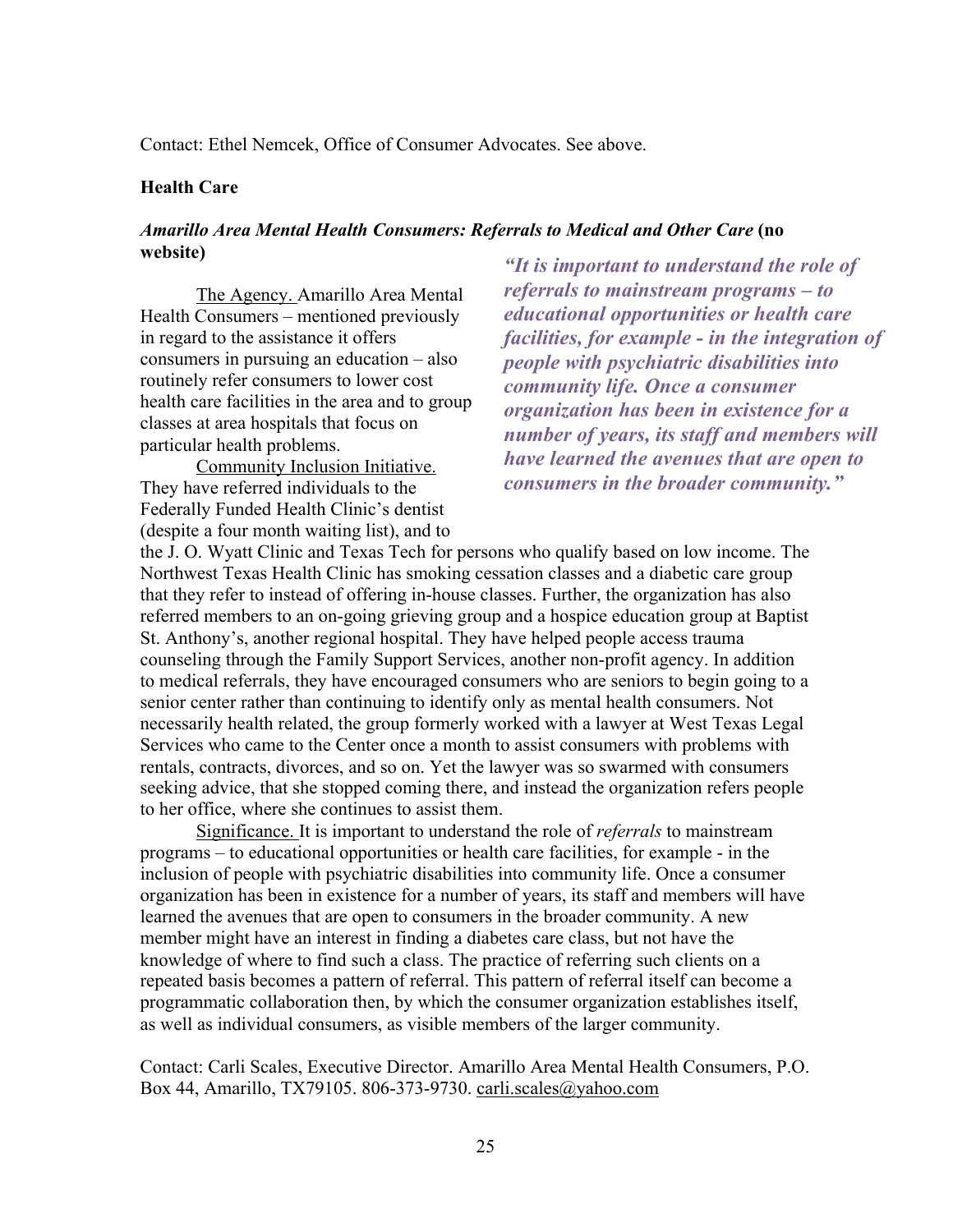Contact: Ethel Nemcek, Office of Consumer Advocates. See above.

**Health Care**

***Amarillo Area Mental Health Consumers: Referrals to Medical and Other Care*** **(no website)**

***"It is important to understand the role of referrals to mainstream programs – to educational opportunities or health care facilities, for example - in the integration of people with psychiatric disabilities into community life. Once a consumer organization has been in existence for a number of years, its staff and members will have learned the avenues that are open to consumers in the broader community."***

The Agency. Amarillo Area Mental Health Consumers – mentioned previously in regard to the assistance it offers consumers in pursuing an education – also routinely refer consumers to lower cost health care facilities in the area and to group classes at area hospitals that focus on particular health problems.

Community Inclusion Initiative. They have referred individuals to the Federally Funded Health Clinic's dentist (despite a four month waiting list), and to the J. O. Wyatt Clinic and Texas Tech for persons who qualify based on low income. The Northwest Texas Health Clinic has smoking cessation classes and a diabetic care group that they refer to instead of offering in-house classes. Further, the organization has also referred members to an on-going grieving group and a hospice education group at Baptist St. Anthony's, another regional hospital. They have helped people access trauma counseling through the Family Support Services, another non-profit agency. In addition to medical referrals, they have encouraged consumers who are seniors to begin going to a senior center rather than continuing to identify only as mental health consumers. Not necessarily health related, the group formerly worked with a lawyer at West Texas Legal Services who came to the Center once a month to assist consumers with problems with rentals, contracts, divorces, and so on. Yet the lawyer was so swarmed with consumers seeking advice, that she stopped coming there, and instead the organization refers people to her office, where she continues to assist them.

Significance. It is important to understand the role of *referrals* to mainstream programs – to educational opportunities or health care facilities, for example - in the inclusion of people with psychiatric disabilities into community life. Once a consumer organization has been in existence for a number of years, its staff and members will have learned the avenues that are open to consumers in the broader community. A new member might have an interest in finding a diabetes care class, but not have the knowledge of where to find such a class. The practice of referring such clients on a repeated basis becomes a pattern of referral. This pattern of referral itself can become a programmatic collaboration then, by which the consumer organization establishes itself, as well as individual consumers, as visible members of the larger community.

Contact: Carli Scales, Executive Director. Amarillo Area Mental Health Consumers, P.O. Box 44, Amarillo, TX79105. 806-373-9730. carli.scales@yahoo.com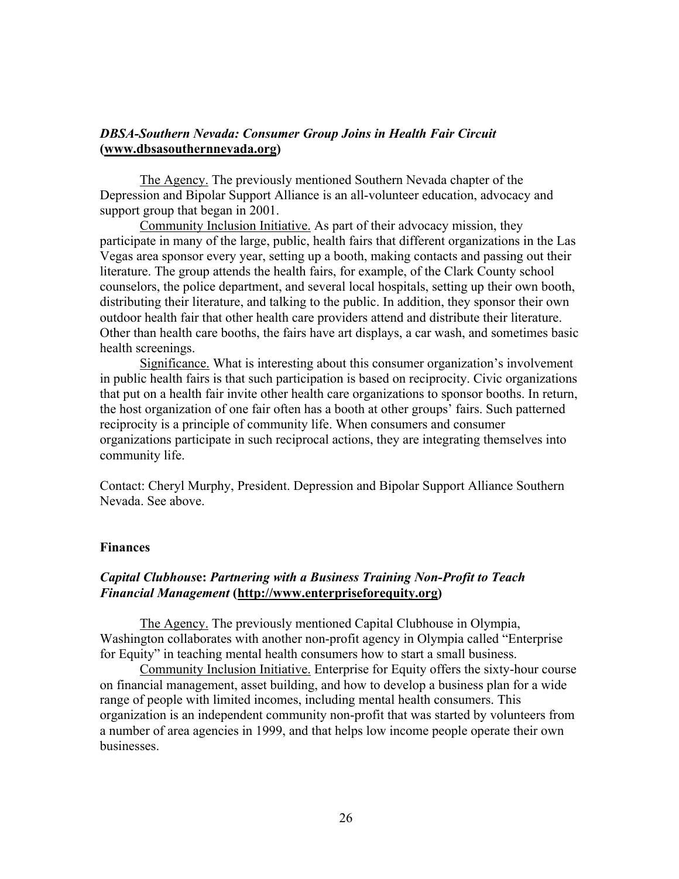### *DBSA-Southern Nevada: Consumer Group Joins in Health Fair Circuit* **(www.dbsasouthernnevada.org)**

The Agency. The previously mentioned Southern Nevada chapter of the Depression and Bipolar Support Alliance is an all-volunteer education, advocacy and support group that began in 2001.

Community Inclusion Initiative. As part of their advocacy mission, they participate in many of the large, public, health fairs that different organizations in the Las Vegas area sponsor every year, setting up a booth, making contacts and passing out their literature. The group attends the health fairs, for example, of the Clark County school counselors, the police department, and several local hospitals, setting up their own booth, distributing their literature, and talking to the public. In addition, they sponsor their own outdoor health fair that other health care providers attend and distribute their literature. Other than health care booths, the fairs have art displays, a car wash, and sometimes basic health screenings.

Significance. What is interesting about this consumer organization's involvement in public health fairs is that such participation is based on reciprocity. Civic organizations that put on a health fair invite other health care organizations to sponsor booths. In return, the host organization of one fair often has a booth at other groups' fairs. Such patterned reciprocity is a principle of community life. When consumers and consumer organizations participate in such reciprocal actions, they are integrating themselves into community life.

Contact: Cheryl Murphy, President. Depression and Bipolar Support Alliance Southern Nevada. See above.

## Finances

### *Capital Clubhouse*: *Partnering with a Business Training Non-Profit to Teach Financial Management* **(http://www.enterpriseforequity.org)**

The Agency. The previously mentioned Capital Clubhouse in Olympia, Washington collaborates with another non-profit agency in Olympia called "Enterprise for Equity" in teaching mental health consumers how to start a small business.

Community Inclusion Initiative. Enterprise for Equity offers the sixty-hour course on financial management, asset building, and how to develop a business plan for a wide range of people with limited incomes, including mental health consumers. This organization is an independent community non-profit that was started by volunteers from a number of area agencies in 1999, and that helps low income people operate their own businesses.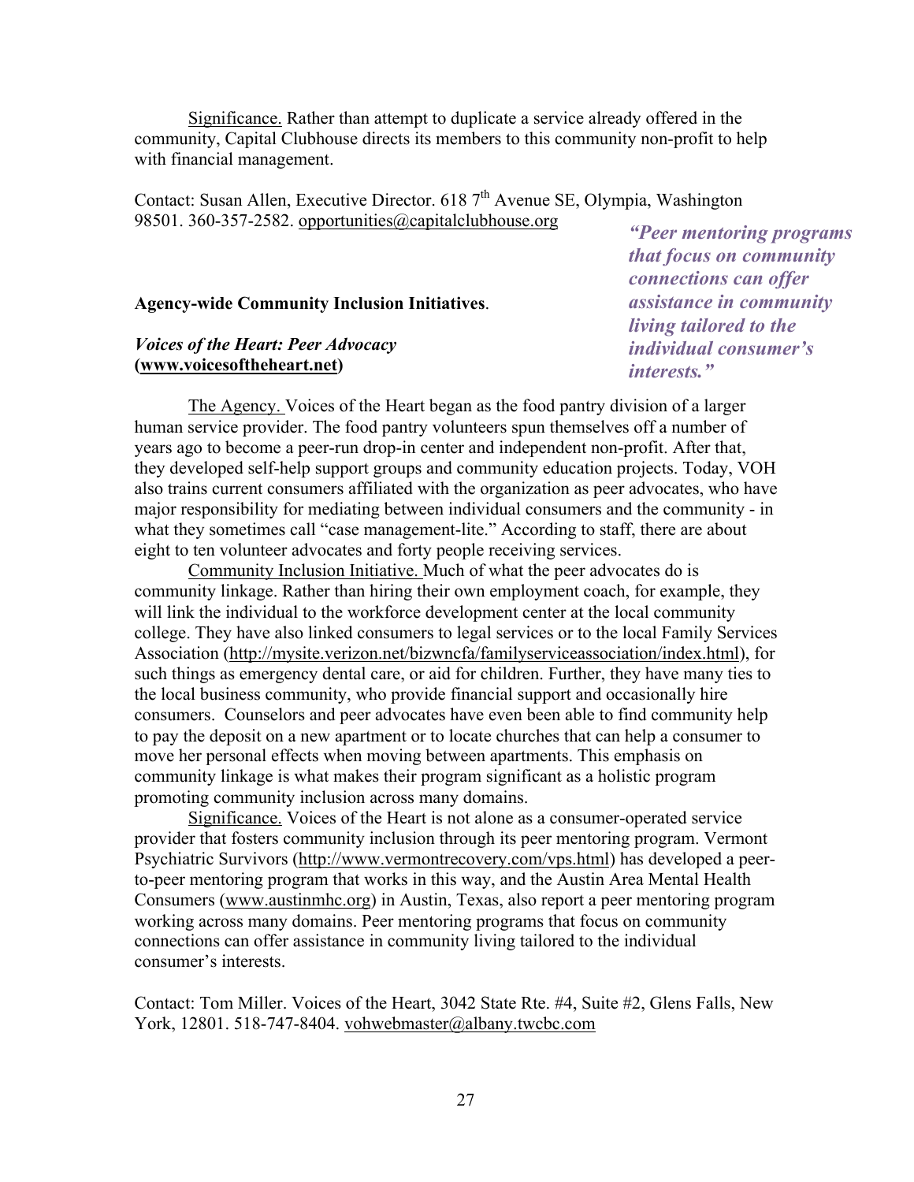Significance. Rather than attempt to duplicate a service already offered in the community, Capital Clubhouse directs its members to this community non-profit to help with financial management.

Contact: Susan Allen, Executive Director. 618 7th Avenue SE, Olympia, Washington 98501. 360-357-2582. opportunities@capitalclubhouse.org

***"Peer mentoring programs that focus on community connections can offer assistance in community living tailored to the individual consumer's interests."***

**Agency-wide Community Inclusion Initiatives**.

***Voices of the Heart: Peer Advocacy* (www.voicesoftheheart.net)**

The Agency. Voices of the Heart began as the food pantry division of a larger human service provider. The food pantry volunteers spun themselves off a number of years ago to become a peer-run drop-in center and independent non-profit. After that, they developed self-help support groups and community education projects. Today, VOH also trains current consumers affiliated with the organization as peer advocates, who have major responsibility for mediating between individual consumers and the community - in what they sometimes call "case management-lite." According to staff, there are about eight to ten volunteer advocates and forty people receiving services.

Community Inclusion Initiative. Much of what the peer advocates do is community linkage. Rather than hiring their own employment coach, for example, they will link the individual to the workforce development center at the local community college. They have also linked consumers to legal services or to the local Family Services Association (http://mysite.verizon.net/bizwncfa/familyserviceassociation/index.html), for such things as emergency dental care, or aid for children. Further, they have many ties to the local business community, who provide financial support and occasionally hire consumers. Counselors and peer advocates have even been able to find community help to pay the deposit on a new apartment or to locate churches that can help a consumer to move her personal effects when moving between apartments. This emphasis on community linkage is what makes their program significant as a holistic program promoting community inclusion across many domains.

Significance. Voices of the Heart is not alone as a consumer-operated service provider that fosters community inclusion through its peer mentoring program. Vermont Psychiatric Survivors (http://www.vermontrecovery.com/vps.html) has developed a peer-to-peer mentoring program that works in this way, and the Austin Area Mental Health Consumers (www.austinmhc.org) in Austin, Texas, also report a peer mentoring program working across many domains. Peer mentoring programs that focus on community connections can offer assistance in community living tailored to the individual consumer's interests.

Contact: Tom Miller. Voices of the Heart, 3042 State Rte. #4, Suite #2, Glens Falls, New York, 12801. 518-747-8404. vohwebmaster@albany.twcbc.com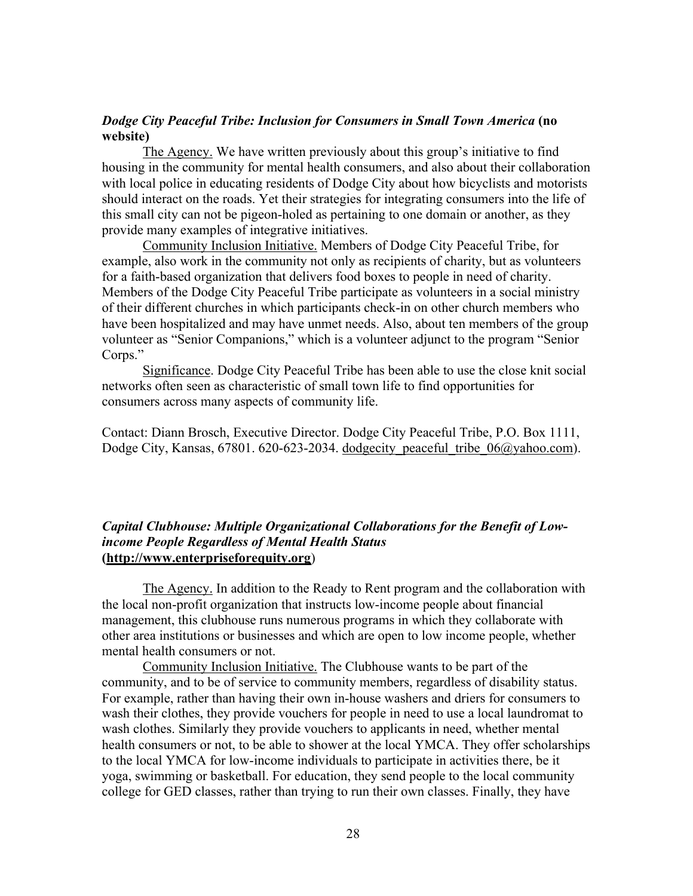***Dodge City Peaceful Tribe: Inclusion for Consumers in Small Town America* (no website)**

The Agency. We have written previously about this group's initiative to find housing in the community for mental health consumers, and also about their collaboration with local police in educating residents of Dodge City about how bicyclists and motorists should interact on the roads. Yet their strategies for integrating consumers into the life of this small city can not be pigeon-holed as pertaining to one domain or another, as they provide many examples of integrative initiatives.

Community Inclusion Initiative. Members of Dodge City Peaceful Tribe, for example, also work in the community not only as recipients of charity, but as volunteers for a faith-based organization that delivers food boxes to people in need of charity. Members of the Dodge City Peaceful Tribe participate as volunteers in a social ministry of their different churches in which participants check-in on other church members who have been hospitalized and may have unmet needs. Also, about ten members of the group volunteer as "Senior Companions," which is a volunteer adjunct to the program "Senior Corps."

Significance. Dodge City Peaceful Tribe has been able to use the close knit social networks often seen as characteristic of small town life to find opportunities for consumers across many aspects of community life.

Contact: Diann Brosch, Executive Director. Dodge City Peaceful Tribe, P.O. Box 1111, Dodge City, Kansas, 67801. 620-623-2034. dodgecity_peaceful_tribe_06@yahoo.com).

***Capital Clubhouse: Multiple Organizational Collaborations for the Benefit of Low-income People Regardless of Mental Health Status* (http://www.enterpriseforequity.org)**

The Agency. In addition to the Ready to Rent program and the collaboration with the local non-profit organization that instructs low-income people about financial management, this clubhouse runs numerous programs in which they collaborate with other area institutions or businesses and which are open to low income people, whether mental health consumers or not.

Community Inclusion Initiative. The Clubhouse wants to be part of the community, and to be of service to community members, regardless of disability status. For example, rather than having their own in-house washers and driers for consumers to wash their clothes, they provide vouchers for people in need to use a local laundromat to wash clothes. Similarly they provide vouchers to applicants in need, whether mental health consumers or not, to be able to shower at the local YMCA. They offer scholarships to the local YMCA for low-income individuals to participate in activities there, be it yoga, swimming or basketball. For education, they send people to the local community college for GED classes, rather than trying to run their own classes. Finally, they have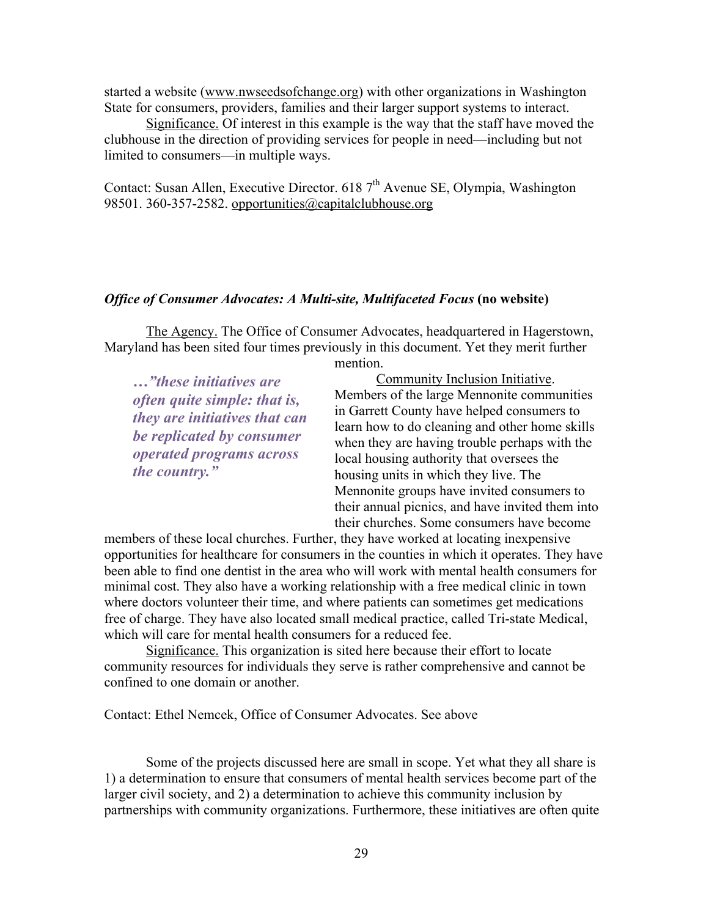started a website (www.nwseedsofchange.org) with other organizations in Washington State for consumers, providers, families and their larger support systems to interact.

Significance. Of interest in this example is the way that the staff have moved the clubhouse in the direction of providing services for people in need—including but not limited to consumers—in multiple ways.

Contact: Susan Allen, Executive Director. 618 7th Avenue SE, Olympia, Washington 98501. 360-357-2582. opportunities@capitalclubhouse.org

### ***Office of Consumer Advocates: A Multi-site, Multifaceted Focus*** **(no website)**

The Agency. The Office of Consumer Advocates, headquartered in Hagerstown, Maryland has been sited four times previously in this document. Yet they merit further mention.

***…"these initiatives are often quite simple: that is, they are initiatives that can be replicated by consumer operated programs across the country."***

Community Inclusion Initiative. Members of the large Mennonite communities in Garrett County have helped consumers to learn how to do cleaning and other home skills when they are having trouble perhaps with the local housing authority that oversees the housing units in which they live. The Mennonite groups have invited consumers to their annual picnics, and have invited them into their churches. Some consumers have become members of these local churches. Further, they have worked at locating inexpensive opportunities for healthcare for consumers in the counties in which it operates. They have been able to find one dentist in the area who will work with mental health consumers for minimal cost. They also have a working relationship with a free medical clinic in town where doctors volunteer their time, and where patients can sometimes get medications free of charge. They have also located small medical practice, called Tri-state Medical, which will care for mental health consumers for a reduced fee.

Significance. This organization is sited here because their effort to locate community resources for individuals they serve is rather comprehensive and cannot be confined to one domain or another.

Contact: Ethel Nemcek, Office of Consumer Advocates. See above

Some of the projects discussed here are small in scope. Yet what they all share is 1) a determination to ensure that consumers of mental health services become part of the larger civil society, and 2) a determination to achieve this community inclusion by partnerships with community organizations. Furthermore, these initiatives are often quite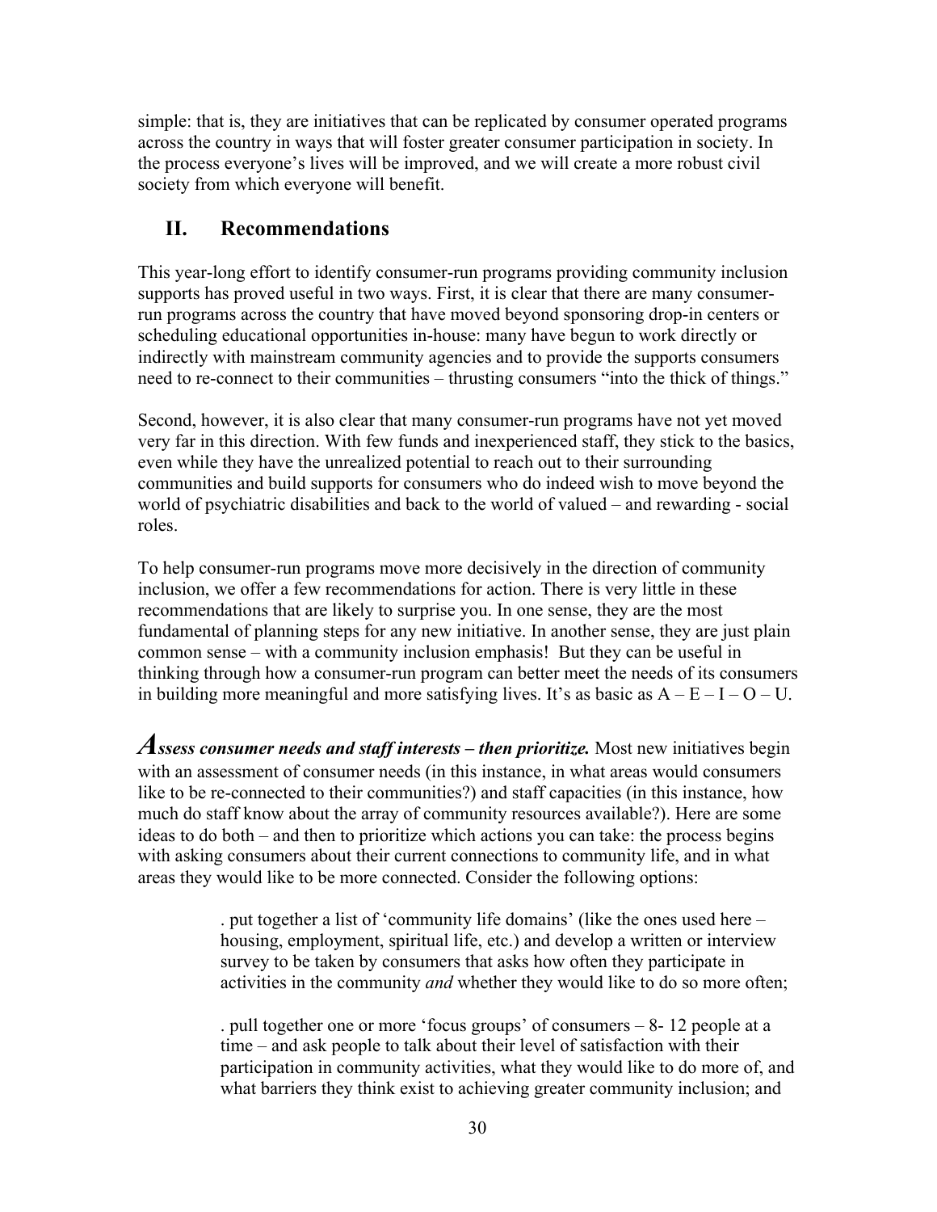simple: that is, they are initiatives that can be replicated by consumer operated programs across the country in ways that will foster greater consumer participation in society. In the process everyone's lives will be improved, and we will create a more robust civil society from which everyone will benefit.

## II. Recommendations

This year-long effort to identify consumer-run programs providing community inclusion supports has proved useful in two ways. First, it is clear that there are many consumer-run programs across the country that have moved beyond sponsoring drop-in centers or scheduling educational opportunities in-house: many have begun to work directly or indirectly with mainstream community agencies and to provide the supports consumers need to re-connect to their communities – thrusting consumers "into the thick of things."

Second, however, it is also clear that many consumer-run programs have not yet moved very far in this direction. With few funds and inexperienced staff, they stick to the basics, even while they have the unrealized potential to reach out to their surrounding communities and build supports for consumers who do indeed wish to move beyond the world of psychiatric disabilities and back to the world of valued – and rewarding - social roles.

To help consumer-run programs move more decisively in the direction of community inclusion, we offer a few recommendations for action. There is very little in these recommendations that are likely to surprise you. In one sense, they are the most fundamental of planning steps for any new initiative. In another sense, they are just plain common sense – with a community inclusion emphasis! But they can be useful in thinking through how a consumer-run program can better meet the needs of its consumers in building more meaningful and more satisfying lives. It's as basic as A – E – I – O – U.

***Assess consumer needs and staff interests – then prioritize.*** Most new initiatives begin with an assessment of consumer needs (in this instance, in what areas would consumers like to be re-connected to their communities?) and staff capacities (in this instance, how much do staff know about the array of community resources available?). Here are some ideas to do both – and then to prioritize which actions you can take: the process begins with asking consumers about their current connections to community life, and in what areas they would like to be more connected. Consider the following options:

> . put together a list of 'community life domains' (like the ones used here – housing, employment, spiritual life, etc.) and develop a written or interview survey to be taken by consumers that asks how often they participate in activities in the community *and* whether they would like to do so more often;
>
> . pull together one or more 'focus groups' of consumers – 8- 12 people at a time – and ask people to talk about their level of satisfaction with their participation in community activities, what they would like to do more of, and what barriers they think exist to achieving greater community inclusion; and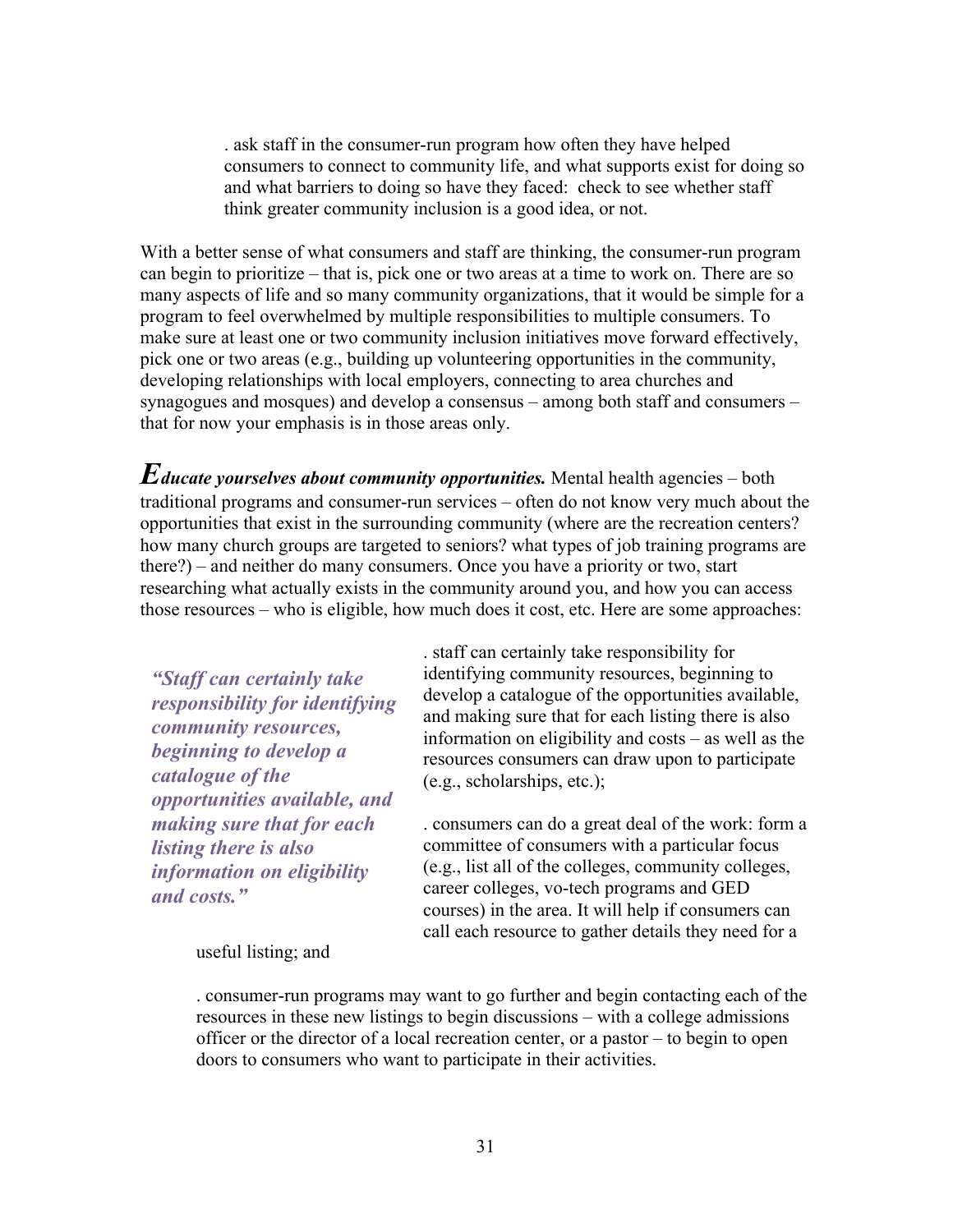. ask staff in the consumer-run program how often they have helped consumers to connect to community life, and what supports exist for doing so and what barriers to doing so have they faced: check to see whether staff think greater community inclusion is a good idea, or not.

With a better sense of what consumers and staff are thinking, the consumer-run program can begin to prioritize – that is, pick one or two areas at a time to work on. There are so many aspects of life and so many community organizations, that it would be simple for a program to feel overwhelmed by multiple responsibilities to multiple consumers. To make sure at least one or two community inclusion initiatives move forward effectively, pick one or two areas (e.g., building up volunteering opportunities in the community, developing relationships with local employers, connecting to area churches and synagogues and mosques) and develop a consensus – among both staff and consumers – that for now your emphasis is in those areas only.

***Educate yourselves about community opportunities.*** Mental health agencies – both traditional programs and consumer-run services – often do not know very much about the opportunities that exist in the surrounding community (where are the recreation centers? how many church groups are targeted to seniors? what types of job training programs are there?) – and neither do many consumers. Once you have a priority or two, start researching what actually exists in the community around you, and how you can access those resources – who is eligible, how much does it cost, etc. Here are some approaches:

> ***"Staff can certainly take responsibility for identifying community resources, beginning to develop a catalogue of the opportunities available, and making sure that for each listing there is also information on eligibility and costs."***

. staff can certainly take responsibility for identifying community resources, beginning to develop a catalogue of the opportunities available, and making sure that for each listing there is also information on eligibility and costs – as well as the resources consumers can draw upon to participate (e.g., scholarships, etc.);

. consumers can do a great deal of the work: form a committee of consumers with a particular focus (e.g., list all of the colleges, community colleges, career colleges, vo-tech programs and GED courses) in the area. It will help if consumers can call each resource to gather details they need for a useful listing; and

. consumer-run programs may want to go further and begin contacting each of the resources in these new listings to begin discussions – with a college admissions officer or the director of a local recreation center, or a pastor – to begin to open doors to consumers who want to participate in their activities.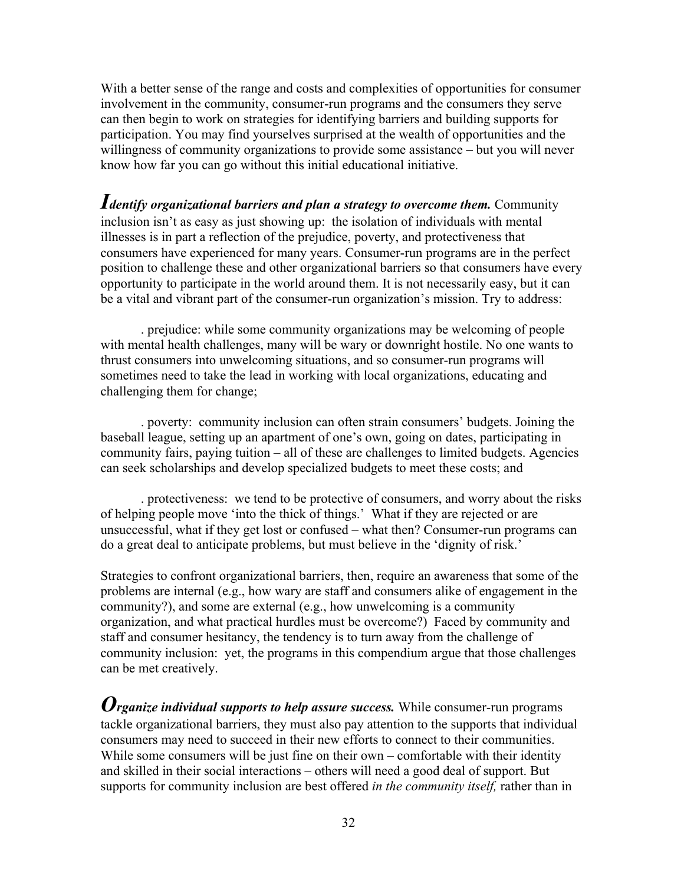With a better sense of the range and costs and complexities of opportunities for consumer involvement in the community, consumer-run programs and the consumers they serve can then begin to work on strategies for identifying barriers and building supports for participation. You may find yourselves surprised at the wealth of opportunities and the willingness of community organizations to provide some assistance – but you will never know how far you can go without this initial educational initiative.

***Identify organizational barriers and plan a strategy to overcome them.*** Community inclusion isn't as easy as just showing up: the isolation of individuals with mental illnesses is in part a reflection of the prejudice, poverty, and protectiveness that consumers have experienced for many years. Consumer-run programs are in the perfect position to challenge these and other organizational barriers so that consumers have every opportunity to participate in the world around them. It is not necessarily easy, but it can be a vital and vibrant part of the consumer-run organization's mission. Try to address:

. prejudice: while some community organizations may be welcoming of people with mental health challenges, many will be wary or downright hostile. No one wants to thrust consumers into unwelcoming situations, and so consumer-run programs will sometimes need to take the lead in working with local organizations, educating and challenging them for change;

. poverty: community inclusion can often strain consumers' budgets. Joining the baseball league, setting up an apartment of one's own, going on dates, participating in community fairs, paying tuition – all of these are challenges to limited budgets. Agencies can seek scholarships and develop specialized budgets to meet these costs; and

. protectiveness: we tend to be protective of consumers, and worry about the risks of helping people move 'into the thick of things.' What if they are rejected or are unsuccessful, what if they get lost or confused – what then? Consumer-run programs can do a great deal to anticipate problems, but must believe in the 'dignity of risk.'

Strategies to confront organizational barriers, then, require an awareness that some of the problems are internal (e.g., how wary are staff and consumers alike of engagement in the community?), and some are external (e.g., how unwelcoming is a community organization, and what practical hurdles must be overcome?) Faced by community and staff and consumer hesitancy, the tendency is to turn away from the challenge of community inclusion: yet, the programs in this compendium argue that those challenges can be met creatively.

***Organize individual supports to help assure success.*** While consumer-run programs tackle organizational barriers, they must also pay attention to the supports that individual consumers may need to succeed in their new efforts to connect to their communities. While some consumers will be just fine on their own – comfortable with their identity and skilled in their social interactions – others will need a good deal of support. But supports for community inclusion are best offered *in the community itself,* rather than in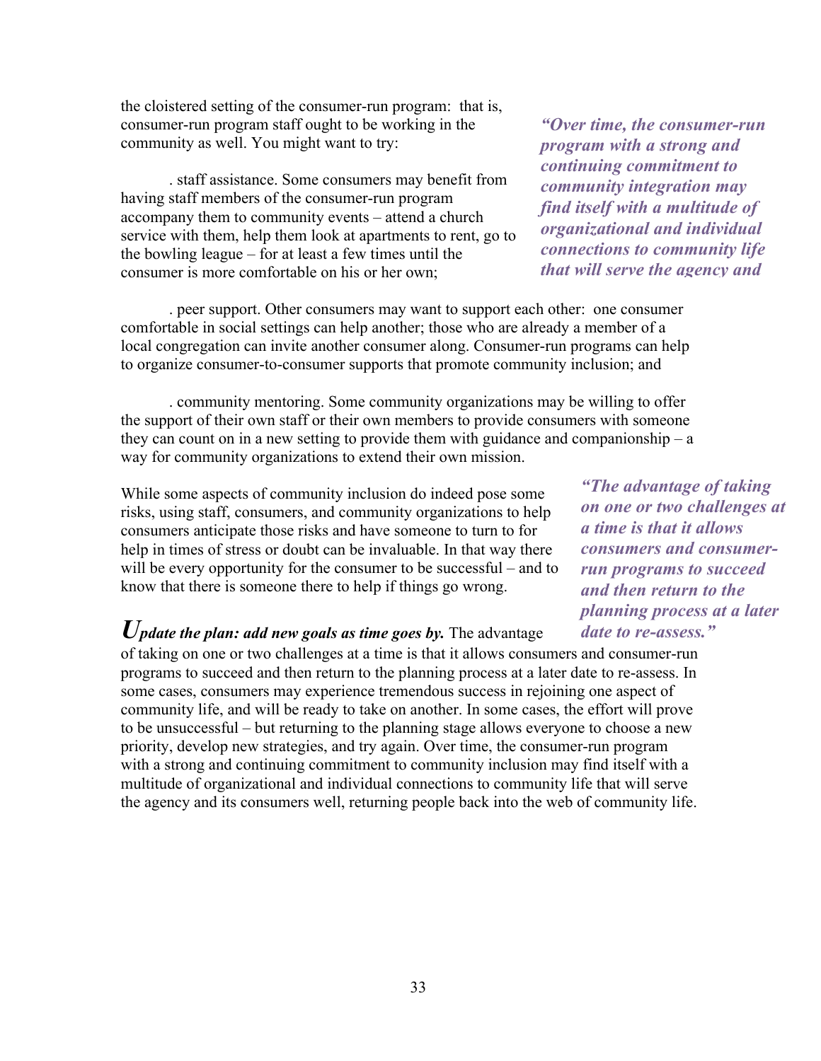the cloistered setting of the consumer-run program: that is, consumer-run program staff ought to be working in the community as well. You might want to try:

. staff assistance. Some consumers may benefit from having staff members of the consumer-run program accompany them to community events – attend a church service with them, help them look at apartments to rent, go to the bowling league – for at least a few times until the consumer is more comfortable on his or her own;

***"Over time, the consumer-run program with a strong and continuing commitment to community integration may find itself with a multitude of organizational and individual connections to community life that will serve the agency and***

. peer support. Other consumers may want to support each other: one consumer comfortable in social settings can help another; those who are already a member of a local congregation can invite another consumer along. Consumer-run programs can help to organize consumer-to-consumer supports that promote community inclusion; and

. community mentoring. Some community organizations may be willing to offer the support of their own staff or their own members to provide consumers with someone they can count on in a new setting to provide them with guidance and companionship – a way for community organizations to extend their own mission.

While some aspects of community inclusion do indeed pose some risks, using staff, consumers, and community organizations to help consumers anticipate those risks and have someone to turn to for help in times of stress or doubt can be invaluable. In that way there will be every opportunity for the consumer to be successful – and to know that there is someone there to help if things go wrong.

***"The advantage of taking on one or two challenges at a time is that it allows consumers and consumer-run programs to succeed and then return to the planning process at a later date to re-assess."***

***Update the plan: add new goals as time goes by.*** The advantage of taking on one or two challenges at a time is that it allows consumers and consumer-run programs to succeed and then return to the planning process at a later date to re-assess. In some cases, consumers may experience tremendous success in rejoining one aspect of community life, and will be ready to take on another. In some cases, the effort will prove to be unsuccessful – but returning to the planning stage allows everyone to choose a new priority, develop new strategies, and try again. Over time, the consumer-run program with a strong and continuing commitment to community inclusion may find itself with a multitude of organizational and individual connections to community life that will serve the agency and its consumers well, returning people back into the web of community life.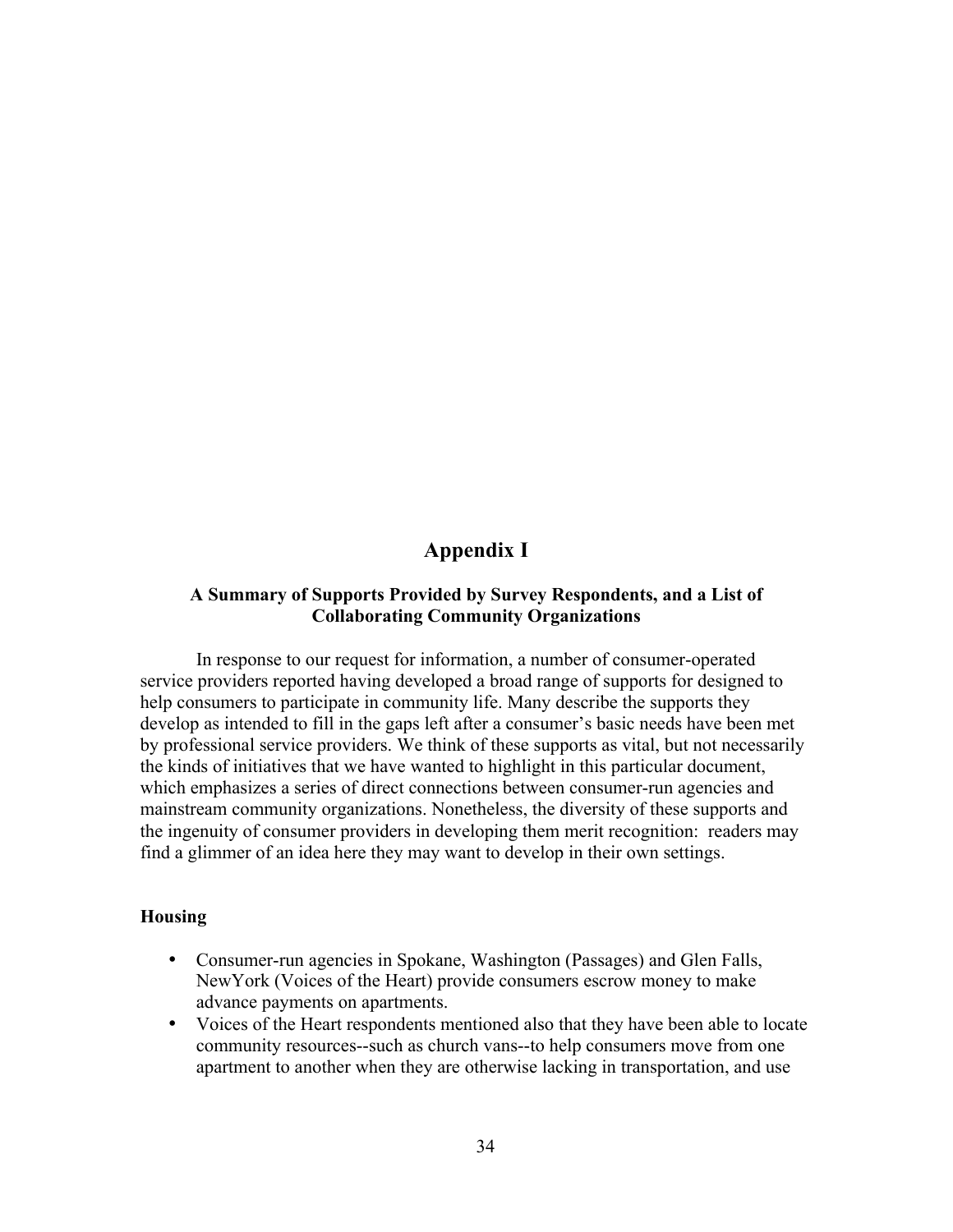# Appendix I

### A Summary of Supports Provided by Survey Respondents, and a List of Collaborating Community Organizations

In response to our request for information, a number of consumer-operated service providers reported having developed a broad range of supports for designed to help consumers to participate in community life. Many describe the supports they develop as intended to fill in the gaps left after a consumer's basic needs have been met by professional service providers. We think of these supports as vital, but not necessarily the kinds of initiatives that we have wanted to highlight in this particular document, which emphasizes a series of direct connections between consumer-run agencies and mainstream community organizations. Nonetheless, the diversity of these supports and the ingenuity of consumer providers in developing them merit recognition: readers may find a glimmer of an idea here they may want to develop in their own settings.

**Housing**

- Consumer-run agencies in Spokane, Washington (Passages) and Glen Falls, NewYork (Voices of the Heart) provide consumers escrow money to make advance payments on apartments.
- Voices of the Heart respondents mentioned also that they have been able to locate community resources--such as church vans--to help consumers move from one apartment to another when they are otherwise lacking in transportation, and use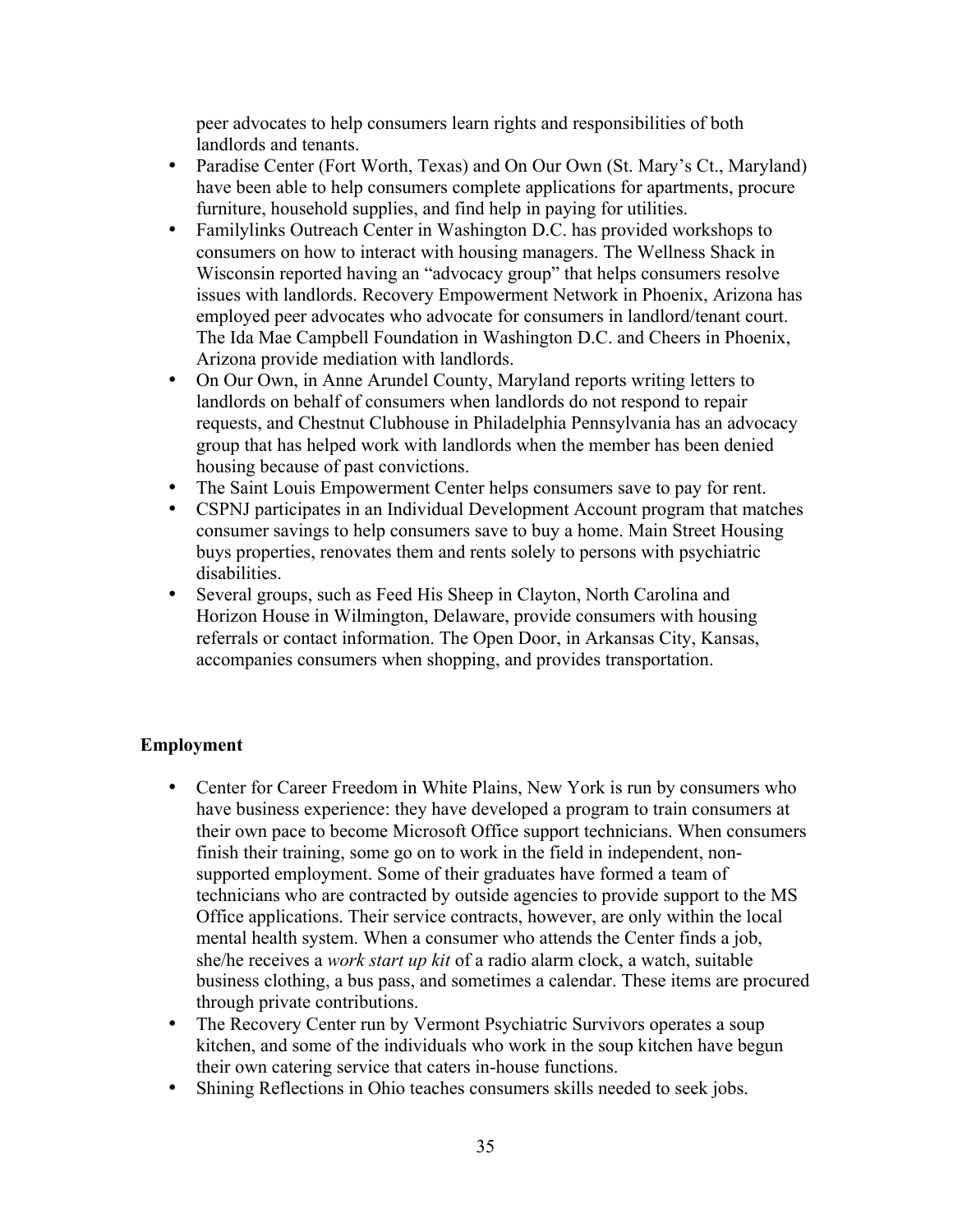peer advocates to help consumers learn rights and responsibilities of both landlords and tenants.

- Paradise Center (Fort Worth, Texas) and On Our Own (St. Mary's Ct., Maryland) have been able to help consumers complete applications for apartments, procure furniture, household supplies, and find help in paying for utilities.
- Familylinks Outreach Center in Washington D.C. has provided workshops to consumers on how to interact with housing managers. The Wellness Shack in Wisconsin reported having an "advocacy group" that helps consumers resolve issues with landlords. Recovery Empowerment Network in Phoenix, Arizona has employed peer advocates who advocate for consumers in landlord/tenant court. The Ida Mae Campbell Foundation in Washington D.C. and Cheers in Phoenix, Arizona provide mediation with landlords.
- On Our Own, in Anne Arundel County, Maryland reports writing letters to landlords on behalf of consumers when landlords do not respond to repair requests, and Chestnut Clubhouse in Philadelphia Pennsylvania has an advocacy group that has helped work with landlords when the member has been denied housing because of past convictions.
- The Saint Louis Empowerment Center helps consumers save to pay for rent.
- CSPNJ participates in an Individual Development Account program that matches consumer savings to help consumers save to buy a home. Main Street Housing buys properties, renovates them and rents solely to persons with psychiatric disabilities.
- Several groups, such as Feed His Sheep in Clayton, North Carolina and Horizon House in Wilmington, Delaware, provide consumers with housing referrals or contact information. The Open Door, in Arkansas City, Kansas, accompanies consumers when shopping, and provides transportation.

**Employment**

- Center for Career Freedom in White Plains, New York is run by consumers who have business experience: they have developed a program to train consumers at their own pace to become Microsoft Office support technicians. When consumers finish their training, some go on to work in the field in independent, non-supported employment. Some of their graduates have formed a team of technicians who are contracted by outside agencies to provide support to the MS Office applications. Their service contracts, however, are only within the local mental health system. When a consumer who attends the Center finds a job, she/he receives a *work start up kit* of a radio alarm clock, a watch, suitable business clothing, a bus pass, and sometimes a calendar. These items are procured through private contributions.
- The Recovery Center run by Vermont Psychiatric Survivors operates a soup kitchen, and some of the individuals who work in the soup kitchen have begun their own catering service that caters in-house functions.
- Shining Reflections in Ohio teaches consumers skills needed to seek jobs.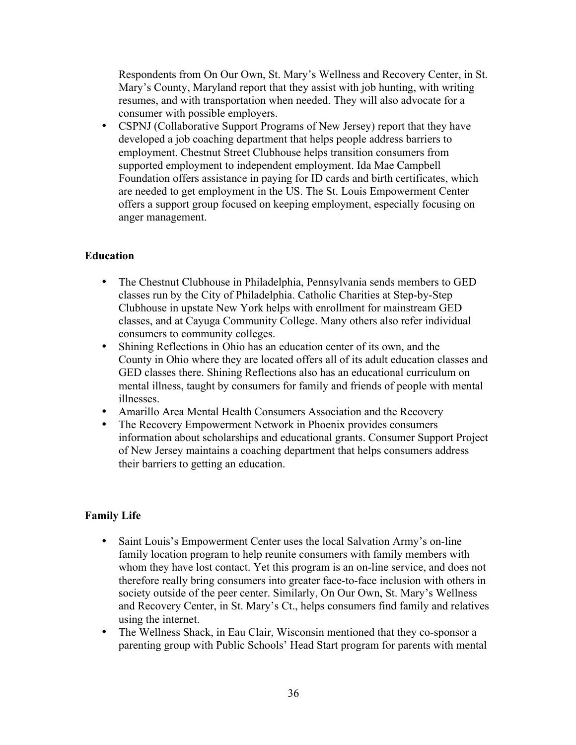Respondents from On Our Own, St. Mary's Wellness and Recovery Center, in St. Mary's County, Maryland report that they assist with job hunting, with writing resumes, and with transportation when needed. They will also advocate for a consumer with possible employers.

- CSPNJ (Collaborative Support Programs of New Jersey) report that they have developed a job coaching department that helps people address barriers to employment. Chestnut Street Clubhouse helps transition consumers from supported employment to independent employment. Ida Mae Campbell Foundation offers assistance in paying for ID cards and birth certificates, which are needed to get employment in the US. The St. Louis Empowerment Center offers a support group focused on keeping employment, especially focusing on anger management.

**Education**

- The Chestnut Clubhouse in Philadelphia, Pennsylvania sends members to GED classes run by the City of Philadelphia. Catholic Charities at Step-by-Step Clubhouse in upstate New York helps with enrollment for mainstream GED classes, and at Cayuga Community College. Many others also refer individual consumers to community colleges.
- Shining Reflections in Ohio has an education center of its own, and the County in Ohio where they are located offers all of its adult education classes and GED classes there. Shining Reflections also has an educational curriculum on mental illness, taught by consumers for family and friends of people with mental illnesses.
- Amarillo Area Mental Health Consumers Association and the Recovery
- The Recovery Empowerment Network in Phoenix provides consumers information about scholarships and educational grants. Consumer Support Project of New Jersey maintains a coaching department that helps consumers address their barriers to getting an education.

**Family Life**

- Saint Louis's Empowerment Center uses the local Salvation Army's on-line family location program to help reunite consumers with family members with whom they have lost contact. Yet this program is an on-line service, and does not therefore really bring consumers into greater face-to-face inclusion with others in society outside of the peer center. Similarly, On Our Own, St. Mary's Wellness and Recovery Center, in St. Mary's Ct., helps consumers find family and relatives using the internet.
- The Wellness Shack, in Eau Clair, Wisconsin mentioned that they co-sponsor a parenting group with Public Schools' Head Start program for parents with mental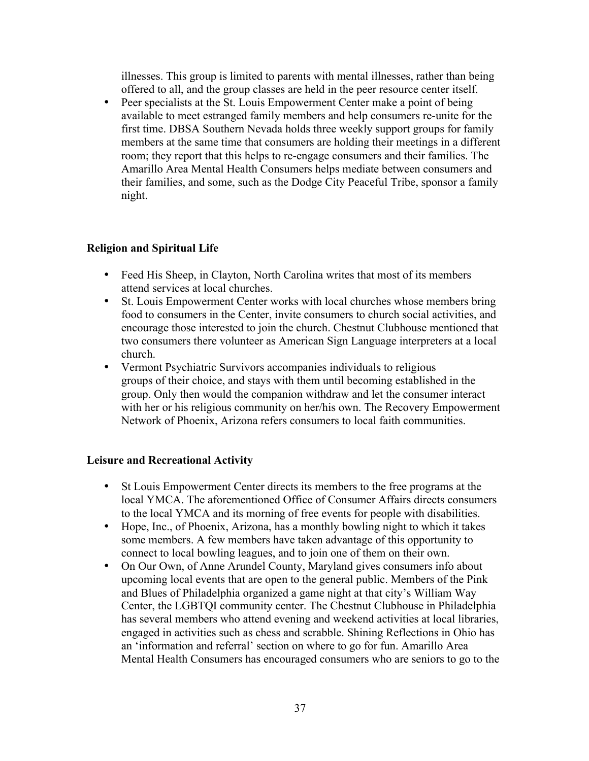illnesses. This group is limited to parents with mental illnesses, rather than being offered to all, and the group classes are held in the peer resource center itself.

- Peer specialists at the St. Louis Empowerment Center make a point of being available to meet estranged family members and help consumers re-unite for the first time. DBSA Southern Nevada holds three weekly support groups for family members at the same time that consumers are holding their meetings in a different room; they report that this helps to re-engage consumers and their families. The Amarillo Area Mental Health Consumers helps mediate between consumers and their families, and some, such as the Dodge City Peaceful Tribe, sponsor a family night.

**Religion and Spiritual Life**

- Feed His Sheep, in Clayton, North Carolina writes that most of its members attend services at local churches.
- St. Louis Empowerment Center works with local churches whose members bring food to consumers in the Center, invite consumers to church social activities, and encourage those interested to join the church. Chestnut Clubhouse mentioned that two consumers there volunteer as American Sign Language interpreters at a local church.
- Vermont Psychiatric Survivors accompanies individuals to religious groups of their choice, and stays with them until becoming established in the group. Only then would the companion withdraw and let the consumer interact with her or his religious community on her/his own. The Recovery Empowerment Network of Phoenix, Arizona refers consumers to local faith communities.

**Leisure and Recreational Activity**

- St Louis Empowerment Center directs its members to the free programs at the local YMCA. The aforementioned Office of Consumer Affairs directs consumers to the local YMCA and its morning of free events for people with disabilities.
- Hope, Inc., of Phoenix, Arizona, has a monthly bowling night to which it takes some members. A few members have taken advantage of this opportunity to connect to local bowling leagues, and to join one of them on their own.
- On Our Own, of Anne Arundel County, Maryland gives consumers info about upcoming local events that are open to the general public. Members of the Pink and Blues of Philadelphia organized a game night at that city's William Way Center, the LGBTQI community center. The Chestnut Clubhouse in Philadelphia has several members who attend evening and weekend activities at local libraries, engaged in activities such as chess and scrabble. Shining Reflections in Ohio has an 'information and referral' section on where to go for fun. Amarillo Area Mental Health Consumers has encouraged consumers who are seniors to go to the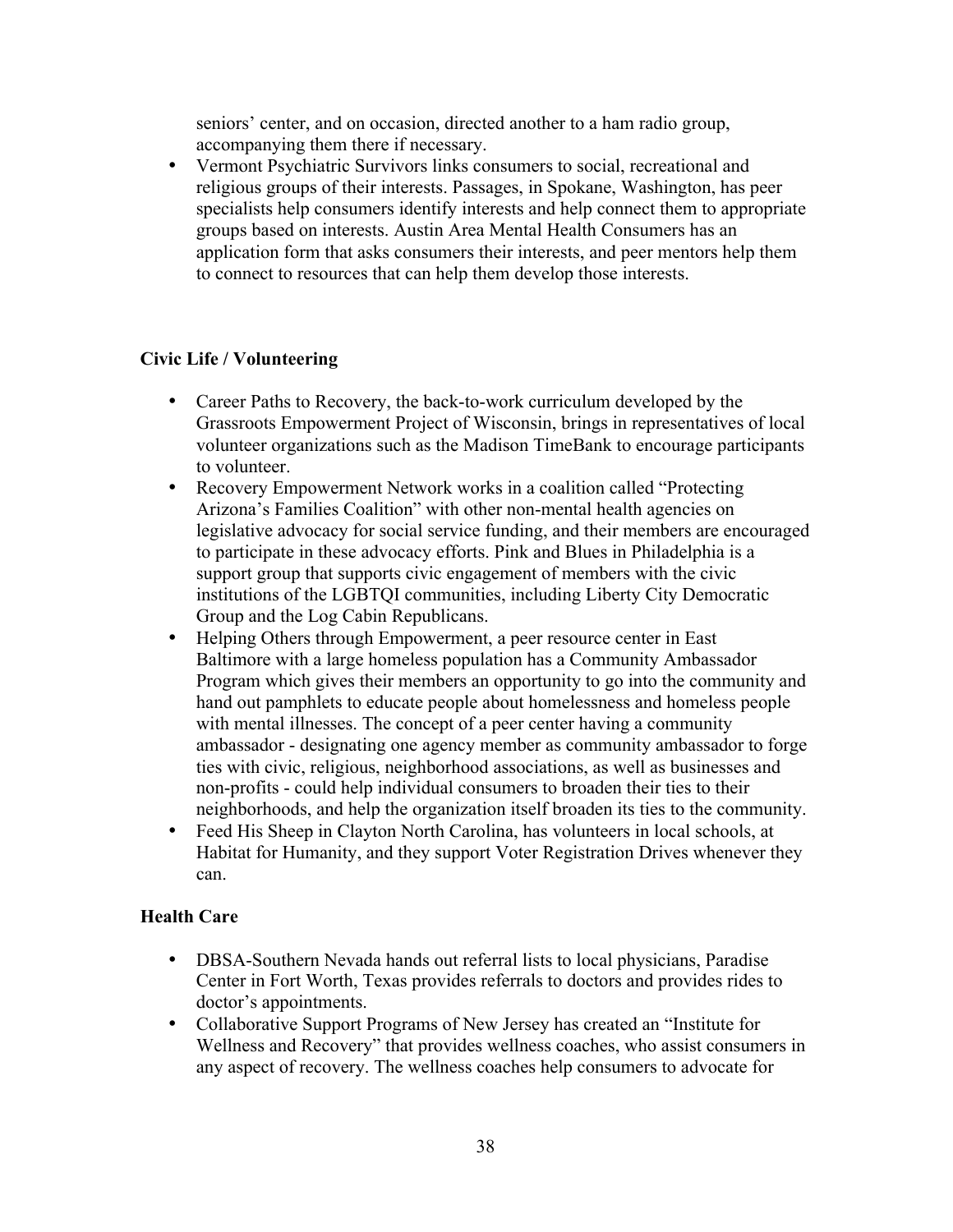seniors' center, and on occasion, directed another to a ham radio group, accompanying them there if necessary.

- Vermont Psychiatric Survivors links consumers to social, recreational and religious groups of their interests. Passages, in Spokane, Washington, has peer specialists help consumers identify interests and help connect them to appropriate groups based on interests. Austin Area Mental Health Consumers has an application form that asks consumers their interests, and peer mentors help them to connect to resources that can help them develop those interests.

**Civic Life / Volunteering**

- Career Paths to Recovery, the back-to-work curriculum developed by the Grassroots Empowerment Project of Wisconsin, brings in representatives of local volunteer organizations such as the Madison TimeBank to encourage participants to volunteer.
- Recovery Empowerment Network works in a coalition called "Protecting Arizona's Families Coalition" with other non-mental health agencies on legislative advocacy for social service funding, and their members are encouraged to participate in these advocacy efforts. Pink and Blues in Philadelphia is a support group that supports civic engagement of members with the civic institutions of the LGBTQI communities, including Liberty City Democratic Group and the Log Cabin Republicans.
- Helping Others through Empowerment, a peer resource center in East Baltimore with a large homeless population has a Community Ambassador Program which gives their members an opportunity to go into the community and hand out pamphlets to educate people about homelessness and homeless people with mental illnesses. The concept of a peer center having a community ambassador - designating one agency member as community ambassador to forge ties with civic, religious, neighborhood associations, as well as businesses and non-profits - could help individual consumers to broaden their ties to their neighborhoods, and help the organization itself broaden its ties to the community.
- Feed His Sheep in Clayton North Carolina, has volunteers in local schools, at Habitat for Humanity, and they support Voter Registration Drives whenever they can.

**Health Care**

- DBSA-Southern Nevada hands out referral lists to local physicians, Paradise Center in Fort Worth, Texas provides referrals to doctors and provides rides to doctor's appointments.
- Collaborative Support Programs of New Jersey has created an "Institute for Wellness and Recovery" that provides wellness coaches, who assist consumers in any aspect of recovery. The wellness coaches help consumers to advocate for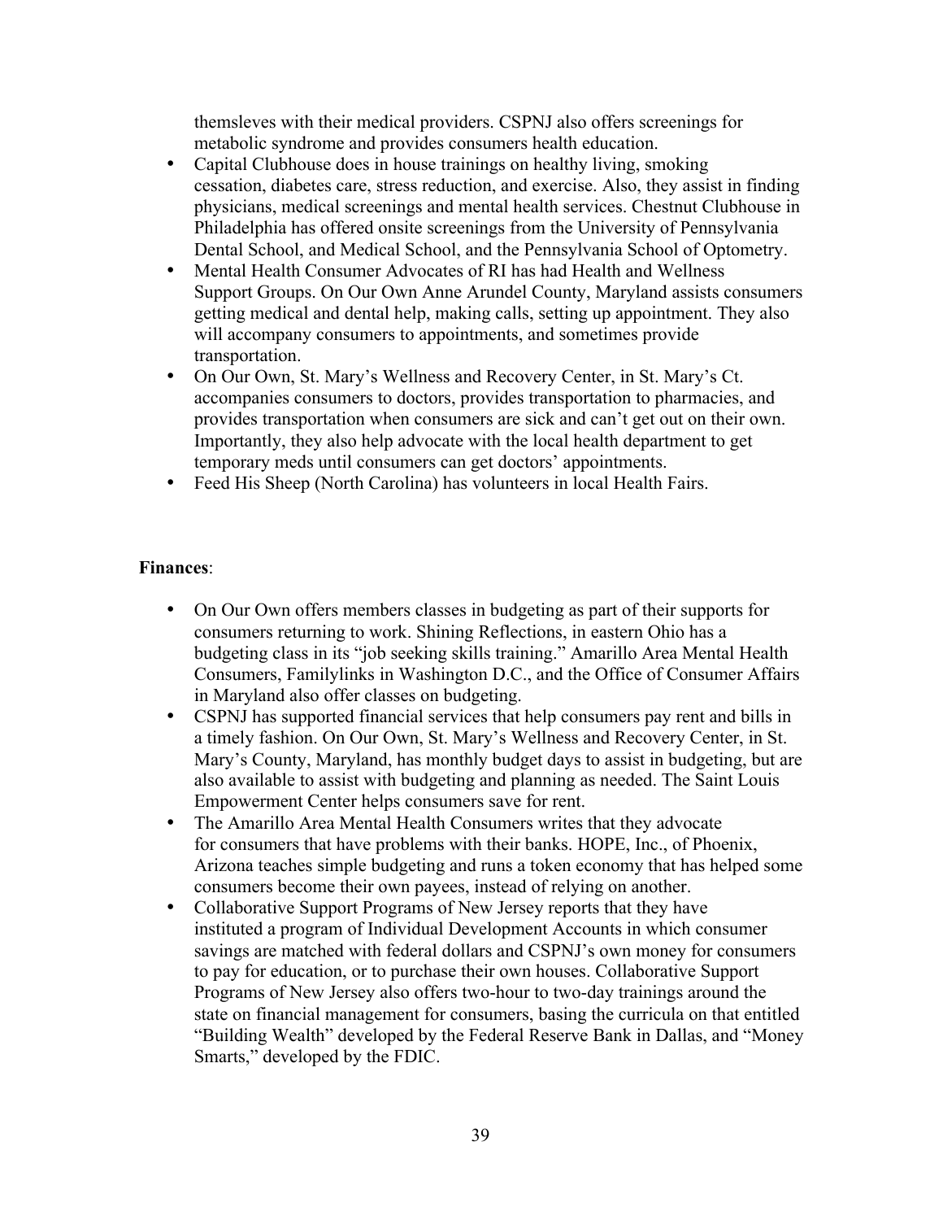themsleves with their medical providers. CSPNJ also offers screenings for metabolic syndrome and provides consumers health education.

- Capital Clubhouse does in house trainings on healthy living, smoking cessation, diabetes care, stress reduction, and exercise. Also, they assist in finding physicians, medical screenings and mental health services. Chestnut Clubhouse in Philadelphia has offered onsite screenings from the University of Pennsylvania Dental School, and Medical School, and the Pennsylvania School of Optometry.
- Mental Health Consumer Advocates of RI has had Health and Wellness Support Groups. On Our Own Anne Arundel County, Maryland assists consumers getting medical and dental help, making calls, setting up appointment. They also will accompany consumers to appointments, and sometimes provide transportation.
- On Our Own, St. Mary's Wellness and Recovery Center, in St. Mary's Ct. accompanies consumers to doctors, provides transportation to pharmacies, and provides transportation when consumers are sick and can't get out on their own. Importantly, they also help advocate with the local health department to get temporary meds until consumers can get doctors' appointments.
- Feed His Sheep (North Carolina) has volunteers in local Health Fairs.

**Finances**:

- On Our Own offers members classes in budgeting as part of their supports for consumers returning to work. Shining Reflections, in eastern Ohio has a budgeting class in its "job seeking skills training." Amarillo Area Mental Health Consumers, Familylinks in Washington D.C., and the Office of Consumer Affairs in Maryland also offer classes on budgeting.
- CSPNJ has supported financial services that help consumers pay rent and bills in a timely fashion. On Our Own, St. Mary's Wellness and Recovery Center, in St. Mary's County, Maryland, has monthly budget days to assist in budgeting, but are also available to assist with budgeting and planning as needed. The Saint Louis Empowerment Center helps consumers save for rent.
- The Amarillo Area Mental Health Consumers writes that they advocate for consumers that have problems with their banks. HOPE, Inc., of Phoenix, Arizona teaches simple budgeting and runs a token economy that has helped some consumers become their own payees, instead of relying on another.
- Collaborative Support Programs of New Jersey reports that they have instituted a program of Individual Development Accounts in which consumer savings are matched with federal dollars and CSPNJ's own money for consumers to pay for education, or to purchase their own houses. Collaborative Support Programs of New Jersey also offers two-hour to two-day trainings around the state on financial management for consumers, basing the curricula on that entitled "Building Wealth" developed by the Federal Reserve Bank in Dallas, and "Money Smarts," developed by the FDIC.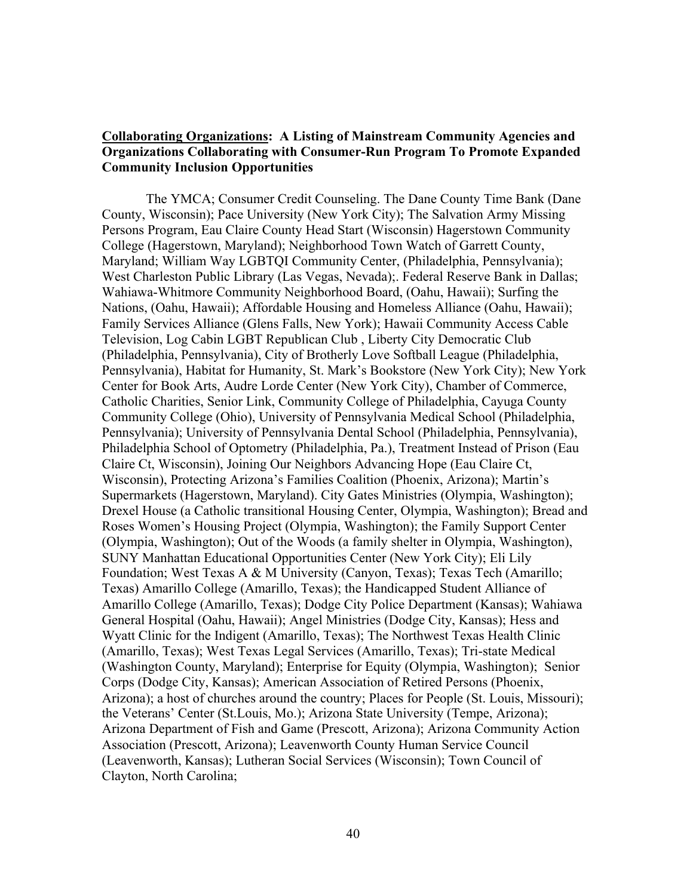**Collaborating Organizations: A Listing of Mainstream Community Agencies and Organizations Collaborating with Consumer-Run Program To Promote Expanded Community Inclusion Opportunities**

The YMCA; Consumer Credit Counseling. The Dane County Time Bank (Dane County, Wisconsin); Pace University (New York City); The Salvation Army Missing Persons Program, Eau Claire County Head Start (Wisconsin) Hagerstown Community College (Hagerstown, Maryland); Neighborhood Town Watch of Garrett County, Maryland; William Way LGBTQI Community Center, (Philadelphia, Pennsylvania); West Charleston Public Library (Las Vegas, Nevada);. Federal Reserve Bank in Dallas; Wahiawa-Whitmore Community Neighborhood Board, (Oahu, Hawaii); Surfing the Nations, (Oahu, Hawaii); Affordable Housing and Homeless Alliance (Oahu, Hawaii); Family Services Alliance (Glens Falls, New York); Hawaii Community Access Cable Television, Log Cabin LGBT Republican Club , Liberty City Democratic Club (Philadelphia, Pennsylvania), City of Brotherly Love Softball League (Philadelphia, Pennsylvania), Habitat for Humanity, St. Mark's Bookstore (New York City); New York Center for Book Arts, Audre Lorde Center (New York City), Chamber of Commerce, Catholic Charities, Senior Link, Community College of Philadelphia, Cayuga County Community College (Ohio), University of Pennsylvania Medical School (Philadelphia, Pennsylvania); University of Pennsylvania Dental School (Philadelphia, Pennsylvania), Philadelphia School of Optometry (Philadelphia, Pa.), Treatment Instead of Prison (Eau Claire Ct, Wisconsin), Joining Our Neighbors Advancing Hope (Eau Claire Ct, Wisconsin), Protecting Arizona's Families Coalition (Phoenix, Arizona); Martin's Supermarkets (Hagerstown, Maryland). City Gates Ministries (Olympia, Washington); Drexel House (a Catholic transitional Housing Center, Olympia, Washington); Bread and Roses Women's Housing Project (Olympia, Washington); the Family Support Center (Olympia, Washington); Out of the Woods (a family shelter in Olympia, Washington), SUNY Manhattan Educational Opportunities Center (New York City); Eli Lily Foundation; West Texas A & M University (Canyon, Texas); Texas Tech (Amarillo; Texas) Amarillo College (Amarillo, Texas); the Handicapped Student Alliance of Amarillo College (Amarillo, Texas); Dodge City Police Department (Kansas); Wahiawa General Hospital (Oahu, Hawaii); Angel Ministries (Dodge City, Kansas); Hess and Wyatt Clinic for the Indigent (Amarillo, Texas); The Northwest Texas Health Clinic (Amarillo, Texas); West Texas Legal Services (Amarillo, Texas); Tri-state Medical (Washington County, Maryland); Enterprise for Equity (Olympia, Washington); Senior Corps (Dodge City, Kansas); American Association of Retired Persons (Phoenix, Arizona); a host of churches around the country; Places for People (St. Louis, Missouri); the Veterans' Center (St.Louis, Mo.); Arizona State University (Tempe, Arizona); Arizona Department of Fish and Game (Prescott, Arizona); Arizona Community Action Association (Prescott, Arizona); Leavenworth County Human Service Council (Leavenworth, Kansas); Lutheran Social Services (Wisconsin); Town Council of Clayton, North Carolina;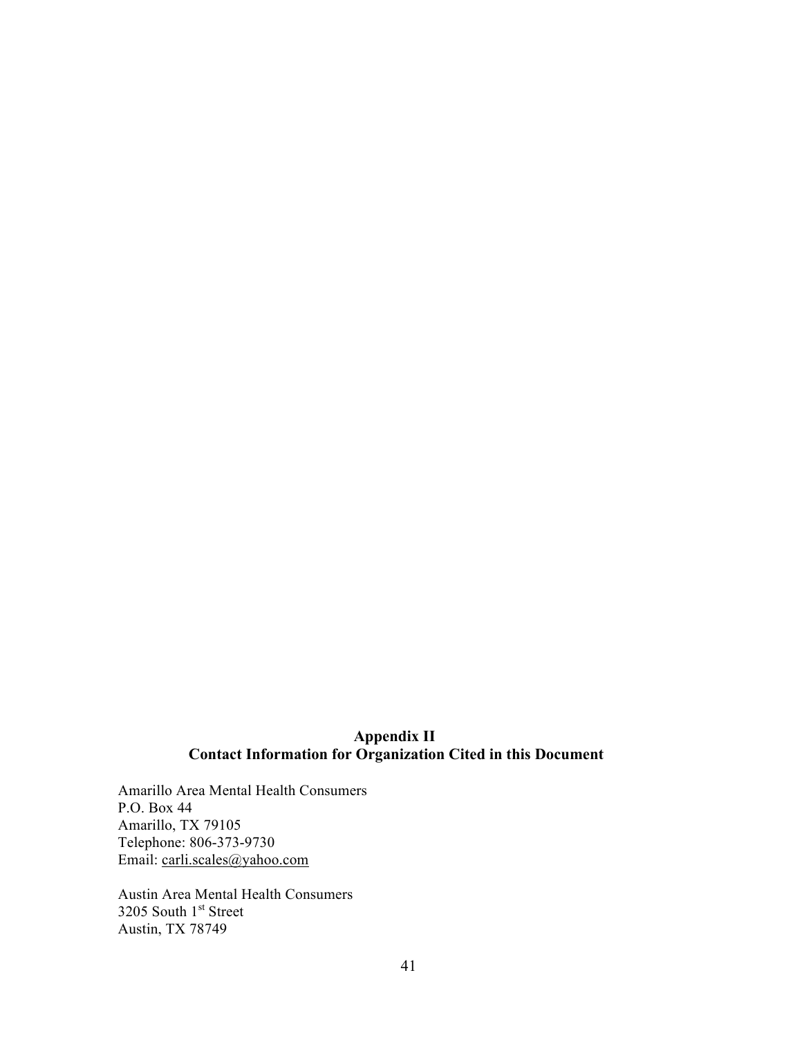## Appendix II
## Contact Information for Organization Cited in this Document

Amarillo Area Mental Health Consumers
P.O. Box 44
Amarillo, TX 79105
Telephone: 806-373-9730
Email: carli.scales@yahoo.com

Austin Area Mental Health Consumers
3205 South 1st Street
Austin, TX 78749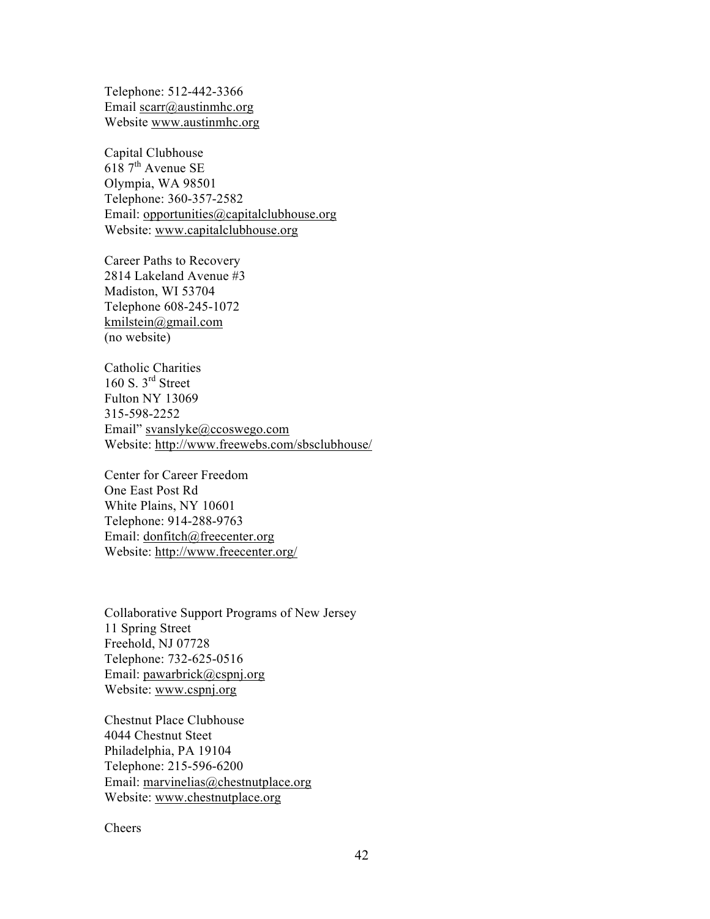Telephone: 512-442-3366
Email scarr@austinmhc.org
Website www.austinmhc.org

Capital Clubhouse
618 7th Avenue SE
Olympia, WA 98501
Telephone: 360-357-2582
Email: opportunities@capitalclubhouse.org
Website: www.capitalclubhouse.org

Career Paths to Recovery
2814 Lakeland Avenue #3
Madiston, WI 53704
Telephone 608-245-1072
kmilstein@gmail.com
(no website)

Catholic Charities
160 S. 3rd Street
Fulton NY 13069
315-598-2252
Email" svanslyke@ccoswego.com
Website: http://www.freewebs.com/sbsclubhouse/

Center for Career Freedom
One East Post Rd
White Plains, NY 10601
Telephone: 914-288-9763
Email: donfitch@freecenter.org
Website: http://www.freecenter.org/

Collaborative Support Programs of New Jersey
11 Spring Street
Freehold, NJ 07728
Telephone: 732-625-0516
Email: pawarbrick@cspnj.org
Website: www.cspnj.org

Chestnut Place Clubhouse
4044 Chestnut Steet
Philadelphia, PA 19104
Telephone: 215-596-6200
Email: marvinelias@chestnutplace.org
Website: www.chestnutplace.org

Cheers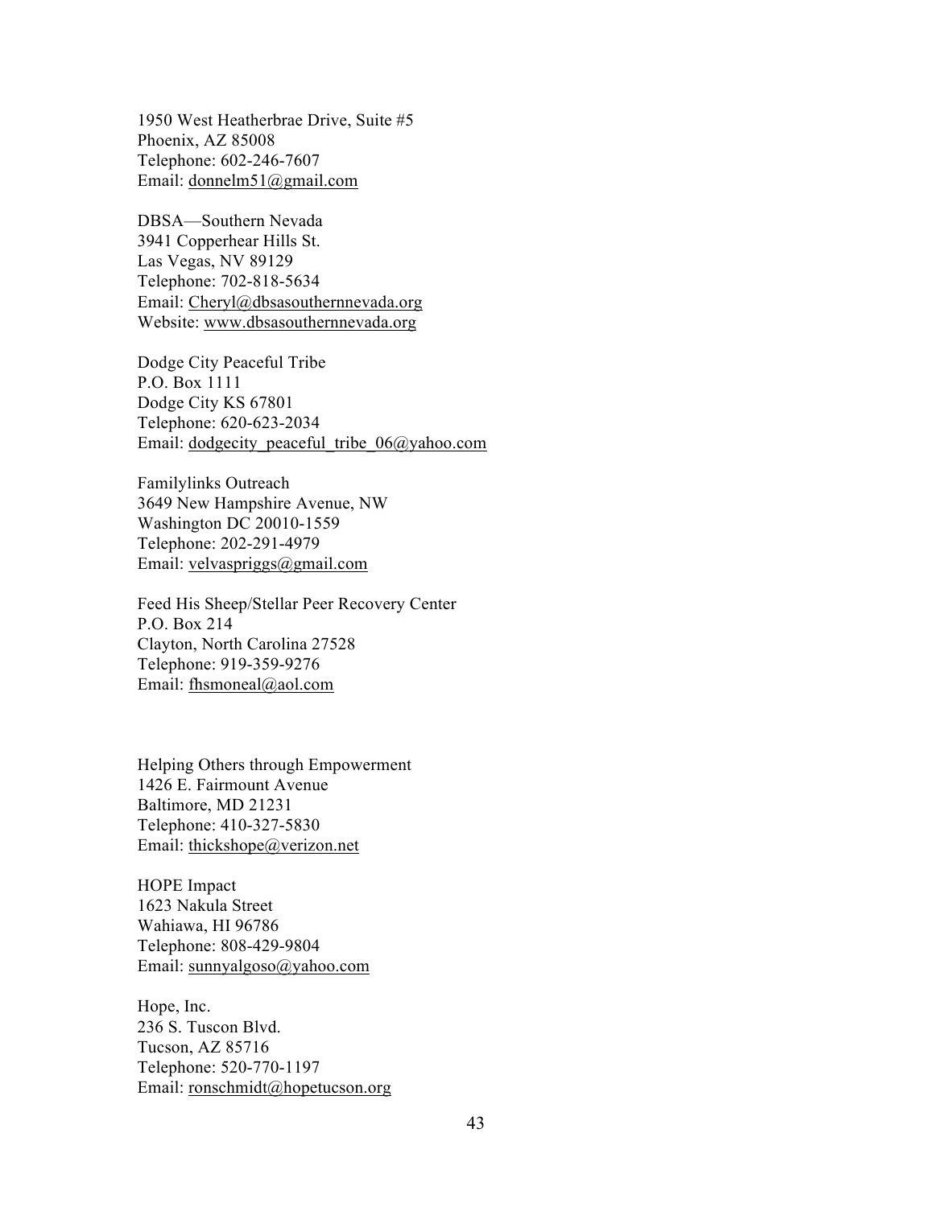1950 West Heatherbrae Drive, Suite #5
Phoenix, AZ 85008
Telephone: 602-246-7607
Email: donnelm51@gmail.com

DBSA—Southern Nevada
3941 Copperhear Hills St.
Las Vegas, NV 89129
Telephone: 702-818-5634
Email: Cheryl@dbsasouthernnevada.org
Website: www.dbsasouthernnevada.org

Dodge City Peaceful Tribe
P.O. Box 1111
Dodge City KS 67801
Telephone: 620-623-2034
Email: dodgecity_peaceful_tribe_06@yahoo.com

Familylinks Outreach
3649 New Hampshire Avenue, NW
Washington DC 20010-1559
Telephone: 202-291-4979
Email: velvaspriggs@gmail.com

Feed His Sheep/Stellar Peer Recovery Center
P.O. Box 214
Clayton, North Carolina 27528
Telephone: 919-359-9276
Email: fhsmoneal@aol.com

Helping Others through Empowerment
1426 E. Fairmount Avenue
Baltimore, MD 21231
Telephone: 410-327-5830
Email: thickshope@verizon.net

HOPE Impact
1623 Nakula Street
Wahiawa, HI 96786
Telephone: 808-429-9804
Email: sunnyalgoso@yahoo.com

Hope, Inc.
236 S. Tuscon Blvd.
Tucson, AZ 85716
Telephone: 520-770-1197
Email: ronschmidt@hopetucson.org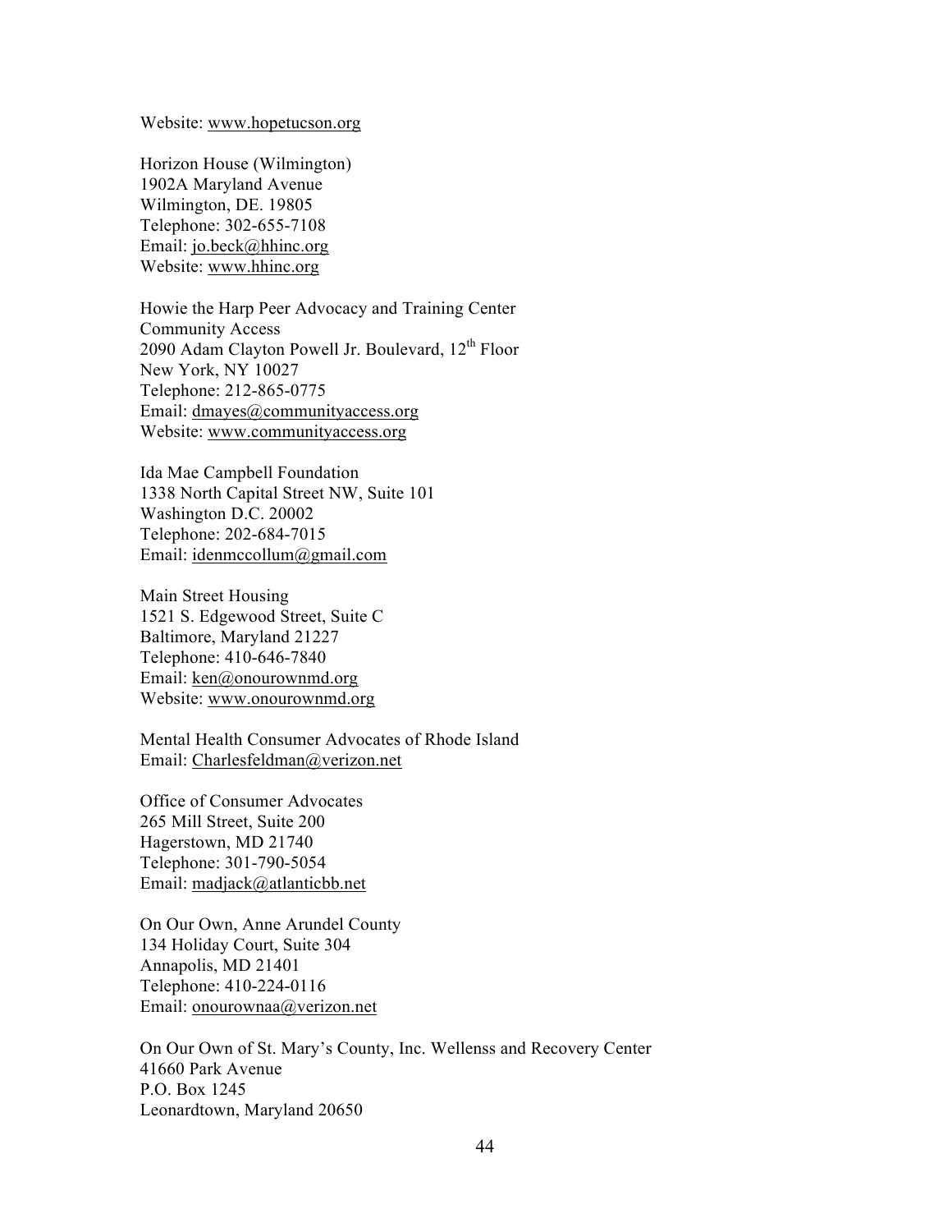Website: www.hopetucson.org

Horizon House (Wilmington)
1902A Maryland Avenue
Wilmington, DE. 19805
Telephone: 302-655-7108
Email: jo.beck@hhinc.org
Website: www.hhinc.org

Howie the Harp Peer Advocacy and Training Center
Community Access
2090 Adam Clayton Powell Jr. Boulevard, 12th Floor
New York, NY 10027
Telephone: 212-865-0775
Email: dmayes@communityaccess.org
Website: www.communityaccess.org

Ida Mae Campbell Foundation
1338 North Capital Street NW, Suite 101
Washington D.C. 20002
Telephone: 202-684-7015
Email: idenmccollum@gmail.com

Main Street Housing
1521 S. Edgewood Street, Suite C
Baltimore, Maryland 21227
Telephone: 410-646-7840
Email: ken@onourownmd.org
Website: www.onourownmd.org

Mental Health Consumer Advocates of Rhode Island
Email: Charlesfeldman@verizon.net

Office of Consumer Advocates
265 Mill Street, Suite 200
Hagerstown, MD 21740
Telephone: 301-790-5054
Email: madjack@atlanticbb.net

On Our Own, Anne Arundel County
134 Holiday Court, Suite 304
Annapolis, MD 21401
Telephone: 410-224-0116
Email: onourownaa@verizon.net

On Our Own of St. Mary's County, Inc. Wellenss and Recovery Center
41660 Park Avenue
P.O. Box 1245
Leonardtown, Maryland 20650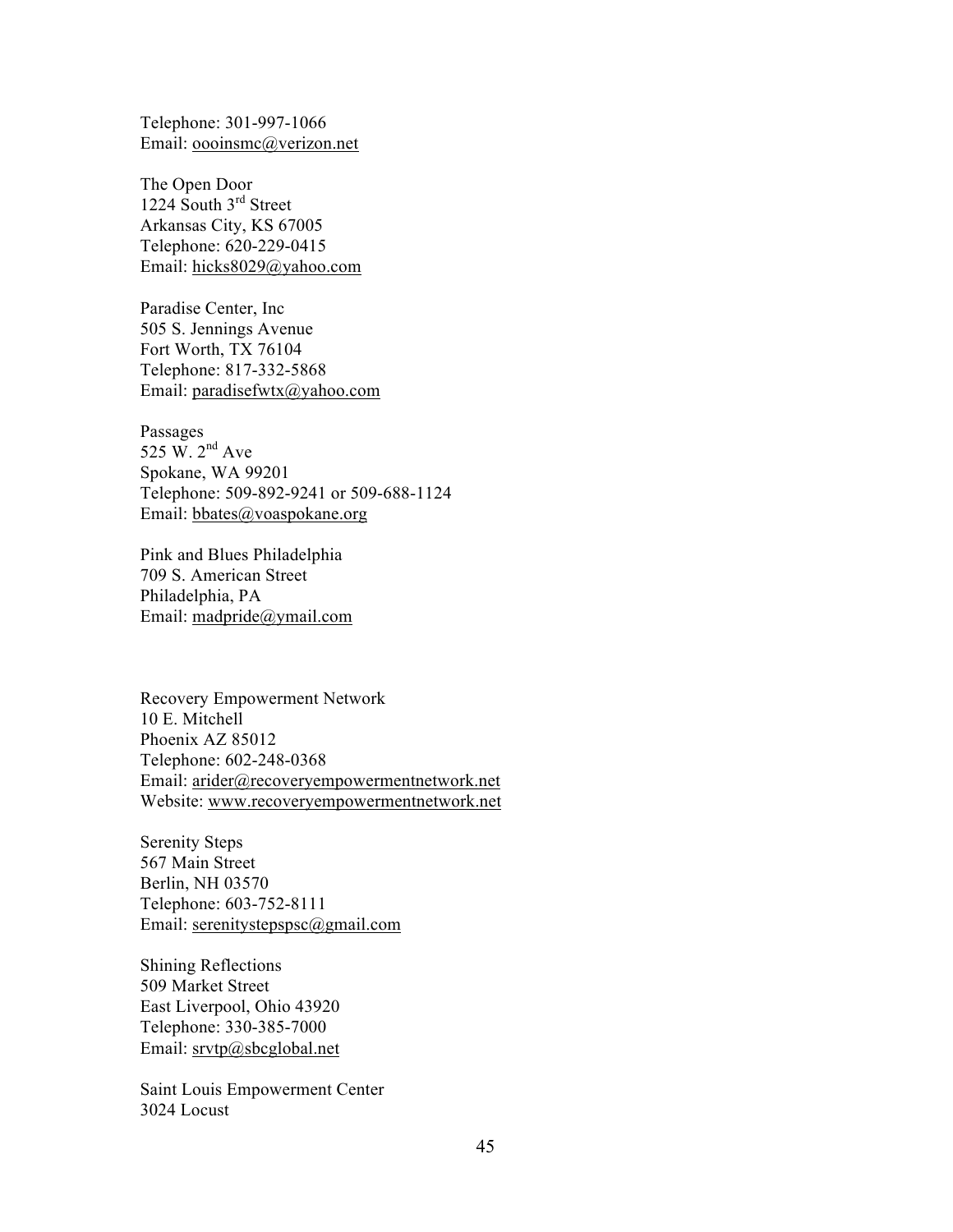Telephone: 301-997-1066
Email: oooinsmc@verizon.net

The Open Door
1224 South 3rd Street
Arkansas City, KS 67005
Telephone: 620-229-0415
Email: hicks8029@yahoo.com

Paradise Center, Inc
505 S. Jennings Avenue
Fort Worth, TX 76104
Telephone: 817-332-5868
Email: paradisefwtx@yahoo.com

Passages
525 W. 2nd Ave
Spokane, WA 99201
Telephone: 509-892-9241 or 509-688-1124
Email: bbates@voaspokane.org

Pink and Blues Philadelphia
709 S. American Street
Philadelphia, PA
Email: madpride@ymail.com

Recovery Empowerment Network
10 E. Mitchell
Phoenix AZ 85012
Telephone: 602-248-0368
Email: arider@recoveryempowermentnetwork.net
Website: www.recoveryempowermentnetwork.net

Serenity Steps
567 Main Street
Berlin, NH 03570
Telephone: 603-752-8111
Email: serenitystepspsc@gmail.com

Shining Reflections
509 Market Street
East Liverpool, Ohio 43920
Telephone: 330-385-7000
Email: srvtp@sbcglobal.net

Saint Louis Empowerment Center
3024 Locust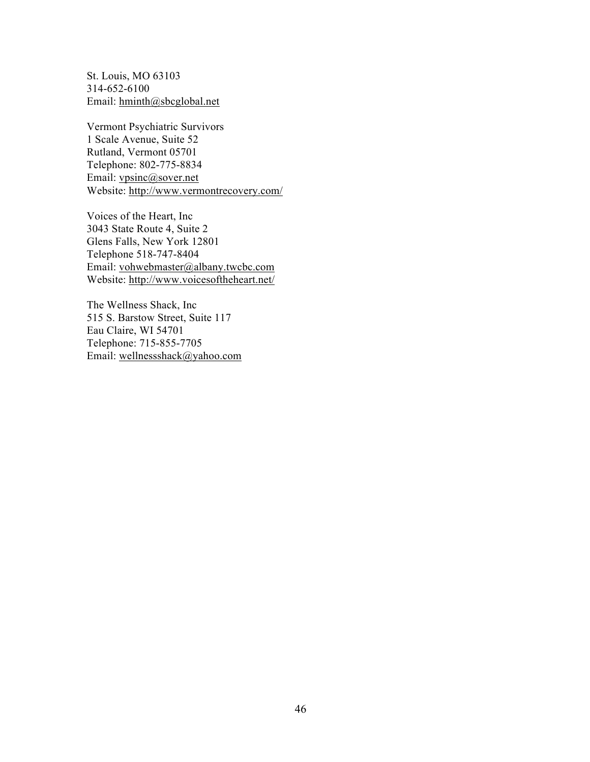St. Louis, MO 63103
314-652-6100
Email: hminth@sbcglobal.net

Vermont Psychiatric Survivors
1 Scale Avenue, Suite 52
Rutland, Vermont 05701
Telephone: 802-775-8834
Email: vpsinc@sover.net
Website: http://www.vermontrecovery.com/

Voices of the Heart, Inc
3043 State Route 4, Suite 2
Glens Falls, New York 12801
Telephone 518-747-8404
Email: vohwebmaster@albany.twcbc.com
Website: http://www.voicesoftheheart.net/

The Wellness Shack, Inc
515 S. Barstow Street, Suite 117
Eau Claire, WI 54701
Telephone: 715-855-7705
Email: wellnessshack@yahoo.com